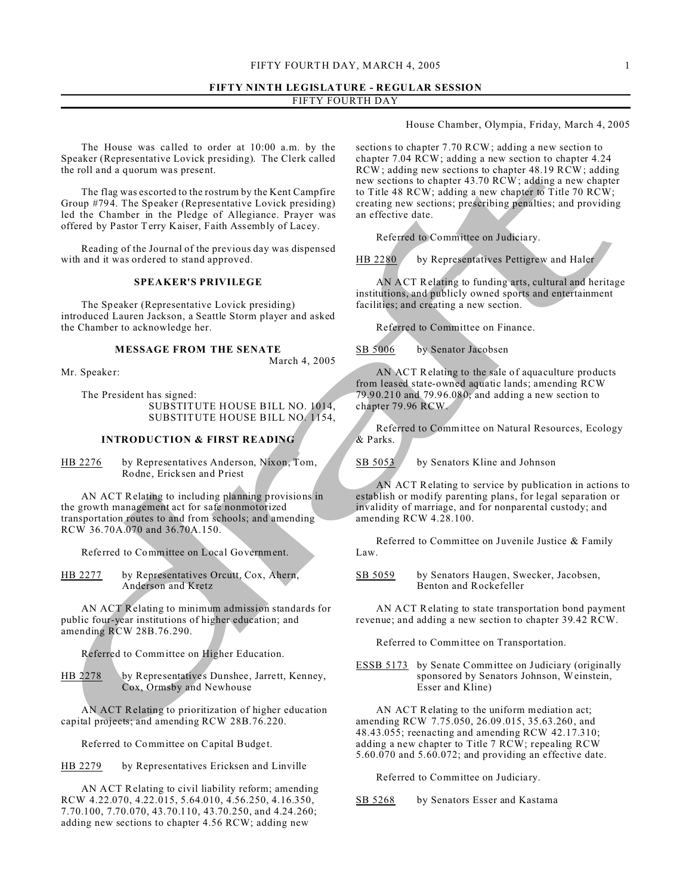# FIFTY NINTH LEGISLATURE - REGULAR SESSION

## FIFTY FOURTH DAY

House Chamber, Olympia, Friday, March 4, 2005

The House was called to order at 10:00 a.m. by the Speaker (Representative Lovick presiding). The Clerk called the roll and a quorum was present.

The flag was escorted to the rostrum by the Kent Campfire Group #794. The Speaker (Representative Lovick presiding) led the Chamber in the Pledge of Allegiance. Prayer was offered by Pastor Terry Kaiser, Faith Assembly of Lacey.

Reading of the Journal of the previous day was dispensed with and it was ordered to stand approved.

### SPEAKER'S PRIVILEGE

The Speaker (Representative Lovick presiding) introduced Lauren Jackson, a Seattle Storm player and asked the Chamber to acknowledge her.

### MESSAGE FROM THE SENATE

March 4, 2005

Mr. Speaker:

The President has signed:

SUBSTITUTE HOUSE BILL NO. 1014,
SUBSTITUTE HOUSE BILL NO. 1154,

### INTRODUCTION & FIRST READING

HB 2276 by Representatives Anderson, Nixon, Tom, Rodne, Ericksen and Priest

AN ACT Relating to including planning provisions in the growth management act for safe nonmotorized transportation routes to and from schools; and amending RCW 36.70A.070 and 36.70A.150.

Referred to Committee on Local Government.

HB 2277 by Representatives Orcutt, Cox, Ahern, Anderson and Kretz

AN ACT Relating to minimum admission standards for public four-year institutions of higher education; and amending RCW 28B.76.290.

Referred to Committee on Higher Education.

HB 2278 by Representatives Dunshee, Jarrett, Kenney, Cox, Ormsby and Newhouse

AN ACT Relating to prioritization of higher education capital projects; and amending RCW 28B.76.220.

Referred to Committee on Capital Budget.

HB 2279 by Representatives Ericksen and Linville

AN ACT Relating to civil liability reform; amending RCW 4.22.070, 4.22.015, 5.64.010, 4.56.250, 4.16.350, 7.70.100, 7.70.070, 43.70.110, 43.70.250, and 4.24.260; adding new sections to chapter 4.56 RCW; adding new sections to chapter 7.70 RCW; adding a new section to chapter 7.04 RCW; adding a new section to chapter 4.24 RCW; adding new sections to chapter 48.19 RCW; adding new sections to chapter 43.70 RCW; adding a new chapter to Title 48 RCW; adding a new chapter to Title 70 RCW; creating new sections; prescribing penalties; and providing an effective date.

Referred to Committee on Judiciary.

HB 2280 by Representatives Pettigrew and Haler

AN ACT Relating to funding arts, cultural and heritage institutions, and publicly owned sports and entertainment facilities; and creating a new section.

Referred to Committee on Finance.

SB 5006 by Senator Jacobsen

AN ACT Relating to the sale of aquaculture products from leased state-owned aquatic lands; amending RCW 79.90.210 and 79.96.080; and adding a new section to chapter 79.96 RCW.

Referred to Committee on Natural Resources, Ecology & Parks.

SB 5053 by Senators Kline and Johnson

AN ACT Relating to service by publication in actions to establish or modify parenting plans, for legal separation or invalidity of marriage, and for nonparental custody; and amending RCW 4.28.100.

Referred to Committee on Juvenile Justice & Family Law.

SB 5059 by Senators Haugen, Swecker, Jacobsen, Benton and Rockefeller

AN ACT Relating to state transportation bond payment revenue; and adding a new section to chapter 39.42 RCW.

Referred to Committee on Transportation.

ESSB 5173 by Senate Committee on Judiciary (originally sponsored by Senators Johnson, Weinstein, Esser and Kline)

AN ACT Relating to the uniform mediation act; amending RCW 7.75.050, 26.09.015, 35.63.260, and 48.43.055; reenacting and amending RCW 42.17.310; adding a new chapter to Title 7 RCW; repealing RCW 5.60.070 and 5.60.072; and providing an effective date.

Referred to Committee on Judiciary.

SB 5268 by Senators Esser and Kastama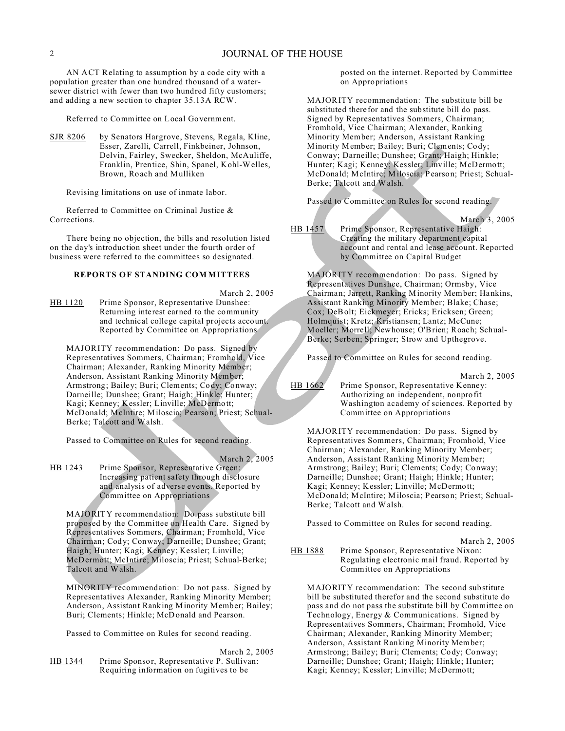AN ACT Relating to assumption by a code city with a population greater than one hundred thousand of a water-sewer district with fewer than two hundred fifty customers; and adding a new section to chapter 35.13A RCW.

Referred to Committee on Local Government.

SJR 8206 by Senators Hargrove, Stevens, Regala, Kline, Esser, Zarelli, Carrell, Finkbeiner, Johnson, Delvin, Fairley, Swecker, Sheldon, McAuliffe, Franklin, Prentice, Shin, Spanel, Kohl-Welles, Brown, Roach and Mulliken

Revising limitations on use of inmate labor.

Referred to Committee on Criminal Justice & Corrections.

There being no objection, the bills and resolution listed on the day's introduction sheet under the fourth order of business were referred to the committees so designated.

## REPORTS OF STANDING COMMITTEES

March 2, 2005

HB 1120 Prime Sponsor, Representative Dunshee: Returning interest earned to the community and technical college capital projects account. Reported by Committee on Appropriations

MAJORITY recommendation: Do pass. Signed by Representatives Sommers, Chairman; Fromhold, Vice Chairman; Alexander, Ranking Minority Member; Anderson, Assistant Ranking Minority Member; Armstrong; Bailey; Buri; Clements; Cody; Conway; Darneille; Dunshee; Grant; Haigh; Hinkle; Hunter; Kagi; Kenney; Kessler; Linville; McDermott; McDonald; McIntire; Miloscia; Pearson; Priest; Schual-Berke; Talcott and Walsh.

Passed to Committee on Rules for second reading.

March 2, 2005

HB 1243 Prime Sponsor, Representative Green: Increasing patient safety through disclosure and analysis of adverse events. Reported by Committee on Appropriations

MAJORITY recommendation: Do pass substitute bill proposed by the Committee on Health Care. Signed by Representatives Sommers, Chairman; Fromhold, Vice Chairman; Cody; Conway; Darneille; Dunshee; Grant; Haigh; Hunter; Kagi; Kenney; Kessler; Linville; McDermott; McIntire; Miloscia; Priest; Schual-Berke; Talcott and Walsh.

MINORITY recommendation: Do not pass. Signed by Representatives Alexander, Ranking Minority Member; Anderson, Assistant Ranking Minority Member; Bailey; Buri; Clements; Hinkle; McDonald and Pearson.

Passed to Committee on Rules for second reading.

March 2, 2005

HB 1344 Prime Sponsor, Representative P. Sullivan: Requiring information on fugitives to be posted on the internet. Reported by Committee on Appropriations

MAJORITY recommendation: The substitute bill be substituted therefor and the substitute bill do pass. Signed by Representatives Sommers, Chairman; Fromhold, Vice Chairman; Alexander, Ranking Minority Member; Anderson, Assistant Ranking Minority Member; Bailey; Buri; Clements; Cody; Conway; Darneille; Dunshee; Grant; Haigh; Hinkle; Hunter; Kagi; Kenney; Kessler; Linville; McDermott; McDonald; McIntire; Miloscia; Pearson; Priest; Schual-Berke; Talcott and Walsh.

Passed to Committee on Rules for second reading.

March 3, 2005

HB 1457 Prime Sponsor, Representative Haigh: Creating the military department capital account and rental and lease account. Reported by Committee on Capital Budget

MAJORITY recommendation: Do pass. Signed by Representatives Dunshee, Chairman; Ormsby, Vice Chairman; Jarrett, Ranking Minority Member; Hankins, Assistant Ranking Minority Member; Blake; Chase; Cox; DeBolt; Eickmeyer; Ericks; Ericksen; Green; Holmquist; Kretz; Kristiansen; Lantz; McCune; Moeller; Morrell; Newhouse; O'Brien; Roach; Schual-Berke; Serben; Springer; Strow and Upthegrove.

Passed to Committee on Rules for second reading.

March 2, 2005

HB 1662 Prime Sponsor, Representative Kenney: Authorizing an independent, nonprofit Washington academy of sciences. Reported by Committee on Appropriations

MAJORITY recommendation: Do pass. Signed by Representatives Sommers, Chairman; Fromhold, Vice Chairman; Alexander, Ranking Minority Member; Anderson, Assistant Ranking Minority Member; Armstrong; Bailey; Buri; Clements; Cody; Conway; Darneille; Dunshee; Grant; Haigh; Hinkle; Hunter; Kagi; Kenney; Kessler; Linville; McDermott; McDonald; McIntire; Miloscia; Pearson; Priest; Schual-Berke; Talcott and Walsh.

Passed to Committee on Rules for second reading.

March 2, 2005

HB 1888 Prime Sponsor, Representative Nixon: Regulating electronic mail fraud. Reported by Committee on Appropriations

MAJORITY recommendation: The second substitute bill be substituted therefor and the second substitute do pass and do not pass the substitute bill by Committee on Technology, Energy & Communications. Signed by Representatives Sommers, Chairman; Fromhold, Vice Chairman; Alexander, Ranking Minority Member; Anderson, Assistant Ranking Minority Member; Armstrong; Bailey; Buri; Clements; Cody; Conway; Darneille; Dunshee; Grant; Haigh; Hinkle; Hunter; Kagi; Kenney; Kessler; Linville; McDermott;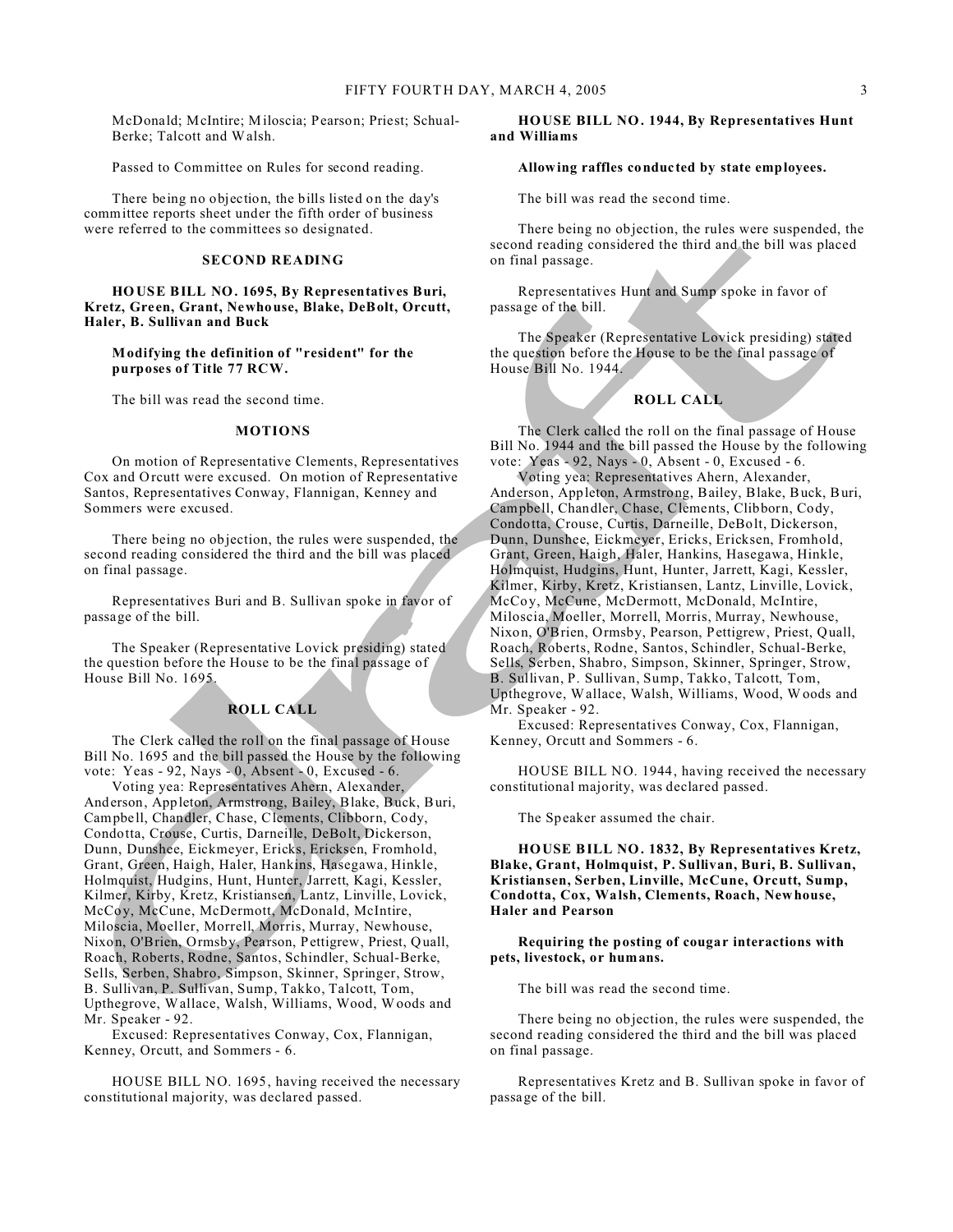McDonald; McIntire; Miloscia; Pearson; Priest; Schual-Berke; Talcott and Walsh.

Passed to Committee on Rules for second reading.

There being no objection, the bills listed on the day's committee reports sheet under the fifth order of business were referred to the committees so designated.

### SECOND READING

**HOUSE BILL NO. 1695, By Representatives Buri, Kretz, Green, Grant, Newhouse, Blake, DeBolt, Orcutt, Haler, B. Sullivan and Buck**

**Modifying the definition of "resident" for the purposes of Title 77 RCW.**

The bill was read the second time.

### MOTIONS

On motion of Representative Clements, Representatives Cox and Orcutt were excused. On motion of Representative Santos, Representatives Conway, Flannigan, Kenney and Sommers were excused.

There being no objection, the rules were suspended, the second reading considered the third and the bill was placed on final passage.

Representatives Buri and B. Sullivan spoke in favor of passage of the bill.

The Speaker (Representative Lovick presiding) stated the question before the House to be the final passage of House Bill No. 1695.

### ROLL CALL

The Clerk called the roll on the final passage of House Bill No. 1695 and the bill passed the House by the following vote: Yeas - 92, Nays - 0, Absent - 0, Excused - 6.

Voting yea: Representatives Ahern, Alexander, Anderson, Appleton, Armstrong, Bailey, Blake, Buck, Buri, Campbell, Chandler, Chase, Clements, Clibborn, Cody, Condotta, Crouse, Curtis, Darneille, DeBolt, Dickerson, Dunn, Dunshee, Eickmeyer, Ericks, Ericksen, Fromhold, Grant, Green, Haigh, Haler, Hankins, Hasegawa, Hinkle, Holmquist, Hudgins, Hunt, Hunter, Jarrett, Kagi, Kessler, Kilmer, Kirby, Kretz, Kristiansen, Lantz, Linville, Lovick, McCoy, McCune, McDermott, McDonald, McIntire, Miloscia, Moeller, Morrell, Morris, Murray, Newhouse, Nixon, O'Brien, Ormsby, Pearson, Pettigrew, Priest, Quall, Roach, Roberts, Rodne, Santos, Schindler, Schual-Berke, Sells, Serben, Shabro, Simpson, Skinner, Springer, Strow, B. Sullivan, P. Sullivan, Sump, Takko, Talcott, Tom, Upthegrove, Wallace, Walsh, Williams, Wood, Woods and Mr. Speaker - 92.

Excused: Representatives Conway, Cox, Flannigan, Kenney, Orcutt, and Sommers - 6.

HOUSE BILL NO. 1695, having received the necessary constitutional majority, was declared passed.

**HOUSE BILL NO. 1944, By Representatives Hunt and Williams**

**Allowing raffles conducted by state employees.**

The bill was read the second time.

There being no objection, the rules were suspended, the second reading considered the third and the bill was placed on final passage.

Representatives Hunt and Sump spoke in favor of passage of the bill.

The Speaker (Representative Lovick presiding) stated the question before the House to be the final passage of House Bill No. 1944.

### ROLL CALL

The Clerk called the roll on the final passage of House Bill No. 1944 and the bill passed the House by the following vote: Yeas - 92, Nays - 0, Absent - 0, Excused - 6.

Voting yea: Representatives Ahern, Alexander, Anderson, Appleton, Armstrong, Bailey, Blake, Buck, Buri, Campbell, Chandler, Chase, Clements, Clibborn, Cody, Condotta, Crouse, Curtis, Darneille, DeBolt, Dickerson, Dunn, Dunshee, Eickmeyer, Ericks, Ericksen, Fromhold, Grant, Green, Haigh, Haler, Hankins, Hasegawa, Hinkle, Holmquist, Hudgins, Hunt, Hunter, Jarrett, Kagi, Kessler, Kilmer, Kirby, Kretz, Kristiansen, Lantz, Linville, Lovick, McCoy, McCune, McDermott, McDonald, McIntire, Miloscia, Moeller, Morrell, Morris, Murray, Newhouse, Nixon, O'Brien, Ormsby, Pearson, Pettigrew, Priest, Quall, Roach, Roberts, Rodne, Santos, Schindler, Schual-Berke, Sells, Serben, Shabro, Simpson, Skinner, Springer, Strow, B. Sullivan, P. Sullivan, Sump, Takko, Talcott, Tom, Upthegrove, Wallace, Walsh, Williams, Wood, Woods and Mr. Speaker - 92.

Excused: Representatives Conway, Cox, Flannigan, Kenney, Orcutt and Sommers - 6.

HOUSE BILL NO. 1944, having received the necessary constitutional majority, was declared passed.

The Speaker assumed the chair.

**HOUSE BILL NO. 1832, By Representatives Kretz, Blake, Grant, Holmquist, P. Sullivan, Buri, B. Sullivan, Kristiansen, Serben, Linville, McCune, Orcutt, Sump, Condotta, Cox, Walsh, Clements, Roach, Newhouse, Haler and Pearson**

**Requiring the posting of cougar interactions with pets, livestock, or humans.**

The bill was read the second time.

There being no objection, the rules were suspended, the second reading considered the third and the bill was placed on final passage.

Representatives Kretz and B. Sullivan spoke in favor of passage of the bill.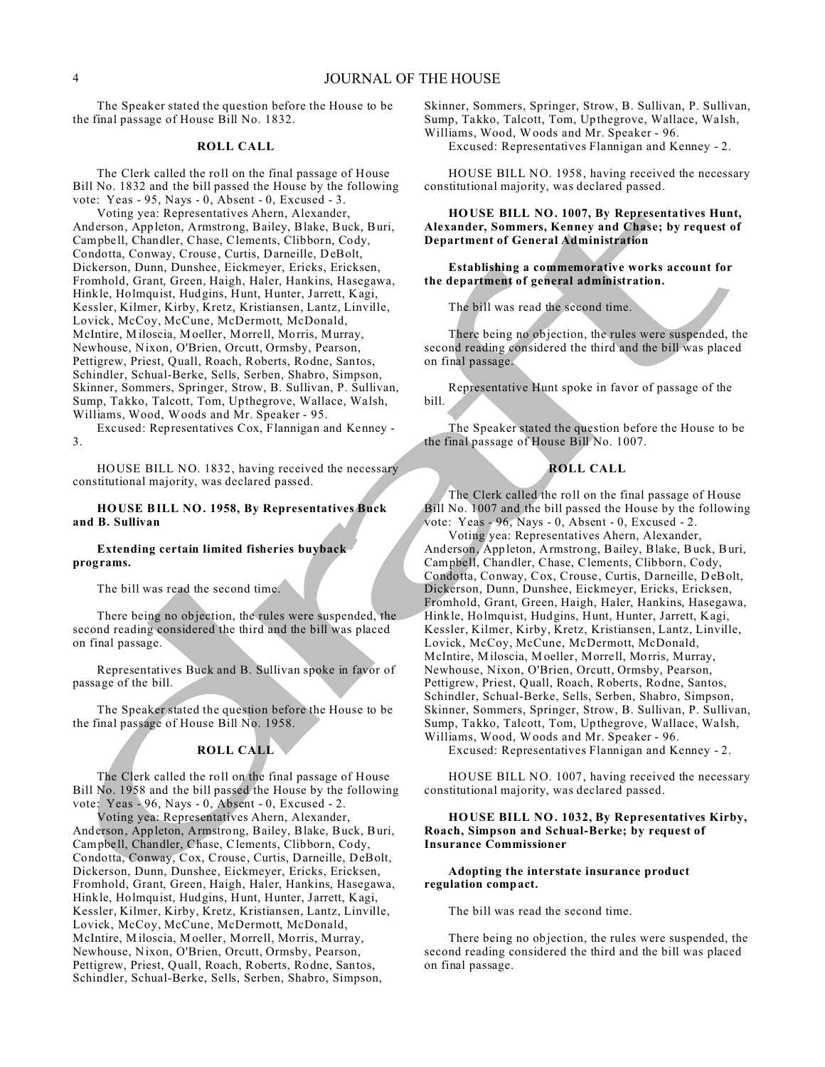The Speaker stated the question before the House to be the final passage of House Bill No. 1832.

**ROLL CALL**

The Clerk called the roll on the final passage of House Bill No. 1832 and the bill passed the House by the following vote: Yeas - 95, Nays - 0, Absent - 0, Excused - 3.

Voting yea: Representatives Ahern, Alexander, Anderson, Appleton, Armstrong, Bailey, Blake, Buck, Buri, Campbell, Chandler, Chase, Clements, Clibborn, Cody, Condotta, Conway, Crouse, Curtis, Darneille, DeBolt, Dickerson, Dunn, Dunshee, Eickmeyer, Ericks, Ericksen, Fromhold, Grant, Green, Haigh, Haler, Hankins, Hasegawa, Hinkle, Holmquist, Hudgins, Hunt, Hunter, Jarrett, Kagi, Kessler, Kilmer, Kirby, Kretz, Kristiansen, Lantz, Linville, Lovick, McCoy, McCune, McDermott, McDonald, McIntire, Miloscia, Moeller, Morrell, Morris, Murray, Newhouse, Nixon, O'Brien, Orcutt, Ormsby, Pearson, Pettigrew, Priest, Quall, Roach, Roberts, Rodne, Santos, Schindler, Schual-Berke, Sells, Serben, Shabro, Simpson, Skinner, Sommers, Springer, Strow, B. Sullivan, P. Sullivan, Sump, Takko, Talcott, Tom, Upthegrove, Wallace, Walsh, Williams, Wood, Woods and Mr. Speaker - 95.

Excused: Representatives Cox, Flannigan and Kenney - 3.

HOUSE BILL NO. 1832, having received the necessary constitutional majority, was declared passed.

**HOUSE BILL NO. 1958, By Representatives Buck and B. Sullivan**

**Extending certain limited fisheries buyback programs.**

The bill was read the second time.

There being no objection, the rules were suspended, the second reading considered the third and the bill was placed on final passage.

Representatives Buck and B. Sullivan spoke in favor of passage of the bill.

The Speaker stated the question before the House to be the final passage of House Bill No. 1958.

**ROLL CALL**

The Clerk called the roll on the final passage of House Bill No. 1958 and the bill passed the House by the following vote: Yeas - 96, Nays - 0, Absent - 0, Excused - 2.

Voting yea: Representatives Ahern, Alexander, Anderson, Appleton, Armstrong, Bailey, Blake, Buck, Buri, Campbell, Chandler, Chase, Clements, Clibborn, Cody, Condotta, Conway, Cox, Crouse, Curtis, Darneille, DeBolt, Dickerson, Dunn, Dunshee, Eickmeyer, Ericks, Ericksen, Fromhold, Grant, Green, Haigh, Haler, Hankins, Hasegawa, Hinkle, Holmquist, Hudgins, Hunt, Hunter, Jarrett, Kagi, Kessler, Kilmer, Kirby, Kretz, Kristiansen, Lantz, Linville, Lovick, McCoy, McCune, McDermott, McDonald, McIntire, Miloscia, Moeller, Morrell, Morris, Murray, Newhouse, Nixon, O'Brien, Orcutt, Ormsby, Pearson, Pettigrew, Priest, Quall, Roach, Roberts, Rodne, Santos, Schindler, Schual-Berke, Sells, Serben, Shabro, Simpson, Skinner, Sommers, Springer, Strow, B. Sullivan, P. Sullivan, Sump, Takko, Talcott, Tom, Upthegrove, Wallace, Walsh, Williams, Wood, Woods and Mr. Speaker - 96.

Excused: Representatives Flannigan and Kenney - 2.

HOUSE BILL NO. 1958, having received the necessary constitutional majority, was declared passed.

**HOUSE BILL NO. 1007, By Representatives Hunt, Alexander, Sommers, Kenney and Chase; by request of Department of General Administration**

**Establishing a commemorative works account for the department of general administration.**

The bill was read the second time.

There being no objection, the rules were suspended, the second reading considered the third and the bill was placed on final passage.

Representative Hunt spoke in favor of passage of the bill.

The Speaker stated the question before the House to be the final passage of House Bill No. 1007.

**ROLL CALL**

The Clerk called the roll on the final passage of House Bill No. 1007 and the bill passed the House by the following vote: Yeas - 96, Nays - 0, Absent - 0, Excused - 2.

Voting yea: Representatives Ahern, Alexander, Anderson, Appleton, Armstrong, Bailey, Blake, Buck, Buri, Campbell, Chandler, Chase, Clements, Clibborn, Cody, Condotta, Conway, Cox, Crouse, Curtis, Darneille, DeBolt, Dickerson, Dunn, Dunshee, Eickmeyer, Ericks, Ericksen, Fromhold, Grant, Green, Haigh, Haler, Hankins, Hasegawa, Hinkle, Holmquist, Hudgins, Hunt, Hunter, Jarrett, Kagi, Kessler, Kilmer, Kirby, Kretz, Kristiansen, Lantz, Linville, Lovick, McCoy, McCune, McDermott, McDonald, McIntire, Miloscia, Moeller, Morrell, Morris, Murray, Newhouse, Nixon, O'Brien, Orcutt, Ormsby, Pearson, Pettigrew, Priest, Quall, Roach, Roberts, Rodne, Santos, Schindler, Schual-Berke, Sells, Serben, Shabro, Simpson, Skinner, Sommers, Springer, Strow, B. Sullivan, P. Sullivan, Sump, Takko, Talcott, Tom, Upthegrove, Wallace, Walsh, Williams, Wood, Woods and Mr. Speaker - 96.

Excused: Representatives Flannigan and Kenney - 2.

HOUSE BILL NO. 1007, having received the necessary constitutional majority, was declared passed.

**HOUSE BILL NO. 1032, By Representatives Kirby, Roach, Simpson and Schual-Berke; by request of Insurance Commissioner**

**Adopting the interstate insurance product regulation compact.**

The bill was read the second time.

There being no objection, the rules were suspended, the second reading considered the third and the bill was placed on final passage.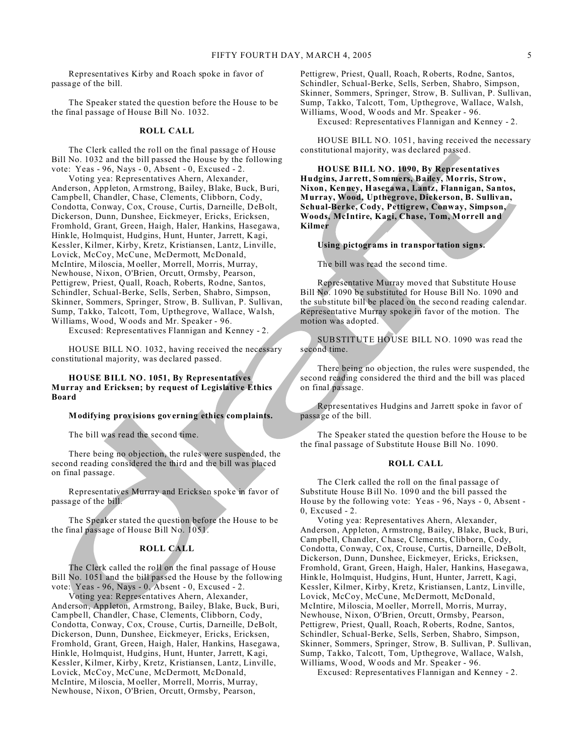Representatives Kirby and Roach spoke in favor of passage of the bill.

The Speaker stated the question before the House to be the final passage of House Bill No. 1032.

**ROLL CALL**

The Clerk called the roll on the final passage of House Bill No. 1032 and the bill passed the House by the following vote: Yeas - 96, Nays - 0, Absent - 0, Excused - 2.

Voting yea: Representatives Ahern, Alexander, Anderson, Appleton, Armstrong, Bailey, Blake, Buck, Buri, Campbell, Chandler, Chase, Clements, Clibborn, Cody, Condotta, Conway, Cox, Crouse, Curtis, Darneille, DeBolt, Dickerson, Dunn, Dunshee, Eickmeyer, Ericks, Ericksen, Fromhold, Grant, Green, Haigh, Haler, Hankins, Hasegawa, Hinkle, Holmquist, Hudgins, Hunt, Hunter, Jarrett, Kagi, Kessler, Kilmer, Kirby, Kretz, Kristiansen, Lantz, Linville, Lovick, McCoy, McCune, McDermott, McDonald, McIntire, Miloscia, Moeller, Morrell, Morris, Murray, Newhouse, Nixon, O'Brien, Orcutt, Ormsby, Pearson, Pettigrew, Priest, Quall, Roach, Roberts, Rodne, Santos, Schindler, Schual-Berke, Sells, Serben, Shabro, Simpson, Skinner, Sommers, Springer, Strow, B. Sullivan, P. Sullivan, Sump, Takko, Talcott, Tom, Upthegrove, Wallace, Walsh, Williams, Wood, Woods and Mr. Speaker - 96.

Excused: Representatives Flannigan and Kenney - 2.

HOUSE BILL NO. 1032, having received the necessary constitutional majority, was declared passed.

**HOUSE BILL NO. 1051, By Representatives Murray and Ericksen; by request of Legislative Ethics Board**

**Modifying provisions governing ethics complaints.**

The bill was read the second time.

There being no objection, the rules were suspended, the second reading considered the third and the bill was placed on final passage.

Representatives Murray and Ericksen spoke in favor of passage of the bill.

The Speaker stated the question before the House to be the final passage of House Bill No. 1051.

**ROLL CALL**

The Clerk called the roll on the final passage of House Bill No. 1051 and the bill passed the House by the following vote: Yeas - 96, Nays - 0, Absent - 0, Excused - 2.

Voting yea: Representatives Ahern, Alexander, Anderson, Appleton, Armstrong, Bailey, Blake, Buck, Buri, Campbell, Chandler, Chase, Clements, Clibborn, Cody, Condotta, Conway, Cox, Crouse, Curtis, Darneille, DeBolt, Dickerson, Dunn, Dunshee, Eickmeyer, Ericks, Ericksen, Fromhold, Grant, Green, Haigh, Haler, Hankins, Hasegawa, Hinkle, Holmquist, Hudgins, Hunt, Hunter, Jarrett, Kagi, Kessler, Kilmer, Kirby, Kretz, Kristiansen, Lantz, Linville, Lovick, McCoy, McCune, McDermott, McDonald, McIntire, Miloscia, Moeller, Morrell, Morris, Murray, Newhouse, Nixon, O'Brien, Orcutt, Ormsby, Pearson, Pettigrew, Priest, Quall, Roach, Roberts, Rodne, Santos, Schindler, Schual-Berke, Sells, Serben, Shabro, Simpson, Skinner, Sommers, Springer, Strow, B. Sullivan, P. Sullivan, Sump, Takko, Talcott, Tom, Upthegrove, Wallace, Walsh, Williams, Wood, Woods and Mr. Speaker - 96.

Excused: Representatives Flannigan and Kenney - 2.

HOUSE BILL NO. 1051, having received the necessary constitutional majority, was declared passed.

**HOUSE BILL NO. 1090, By Representatives Hudgins, Jarrett, Sommers, Bailey, Morris, Strow, Nixon, Kenney, Hasegawa, Lantz, Flannigan, Santos, Murray, Wood, Upthegrove, Dickerson, B. Sullivan, Schual-Berke, Cody, Pettigrew, Conway, Simpson, Woods, McIntire, Kagi, Chase, Tom, Morrell and Kilmer**

**Using pictograms in transportation signs.**

The bill was read the second time.

Representative Murray moved that Substitute House Bill No. 1090 be substituted for House Bill No. 1090 and the substitute bill be placed on the second reading calendar. Representative Murray spoke in favor of the motion. The motion was adopted.

SUBSTITUTE HOUSE BILL NO. 1090 was read the second time.

There being no objection, the rules were suspended, the second reading considered the third and the bill was placed on final passage.

Representatives Hudgins and Jarrett spoke in favor of passage of the bill.

The Speaker stated the question before the House to be the final passage of Substitute House Bill No. 1090.

**ROLL CALL**

The Clerk called the roll on the final passage of Substitute House Bill No. 1090 and the bill passed the House by the following vote: Yeas - 96, Nays - 0, Absent - 0, Excused - 2.

Voting yea: Representatives Ahern, Alexander, Anderson, Appleton, Armstrong, Bailey, Blake, Buck, Buri, Campbell, Chandler, Chase, Clements, Clibborn, Cody, Condotta, Conway, Cox, Crouse, Curtis, Darneille, DeBolt, Dickerson, Dunn, Dunshee, Eickmeyer, Ericks, Ericksen, Fromhold, Grant, Green, Haigh, Haler, Hankins, Hasegawa, Hinkle, Holmquist, Hudgins, Hunt, Hunter, Jarrett, Kagi, Kessler, Kilmer, Kirby, Kretz, Kristiansen, Lantz, Linville, Lovick, McCoy, McCune, McDermott, McDonald, McIntire, Miloscia, Moeller, Morrell, Morris, Murray, Newhouse, Nixon, O'Brien, Orcutt, Ormsby, Pearson, Pettigrew, Priest, Quall, Roach, Roberts, Rodne, Santos, Schindler, Schual-Berke, Sells, Serben, Shabro, Simpson, Skinner, Sommers, Springer, Strow, B. Sullivan, P. Sullivan, Sump, Takko, Talcott, Tom, Upthegrove, Wallace, Walsh, Williams, Wood, Woods and Mr. Speaker - 96.

Excused: Representatives Flannigan and Kenney - 2.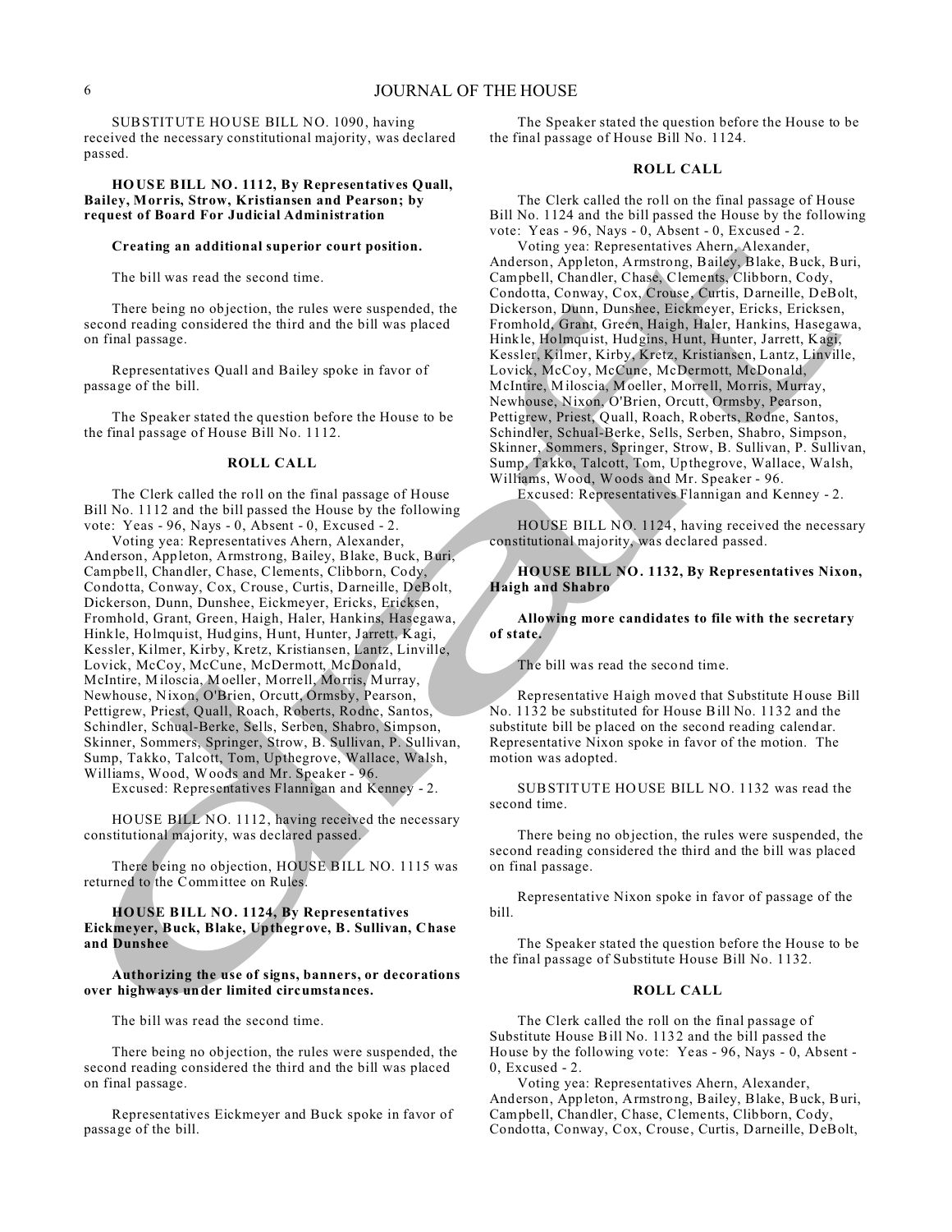SUBSTITUTE HOUSE BILL NO. 1090, having received the necessary constitutional majority, was declared passed.

**HOUSE BILL NO. 1112, By Representatives Quall, Bailey, Morris, Strow, Kristiansen and Pearson; by request of Board For Judicial Administration**

**Creating an additional superior court position.**

The bill was read the second time.

There being no objection, the rules were suspended, the second reading considered the third and the bill was placed on final passage.

Representatives Quall and Bailey spoke in favor of passage of the bill.

The Speaker stated the question before the House to be the final passage of House Bill No. 1112.

**ROLL CALL**

The Clerk called the roll on the final passage of House Bill No. 1112 and the bill passed the House by the following vote: Yeas - 96, Nays - 0, Absent - 0, Excused - 2.

Voting yea: Representatives Ahern, Alexander, Anderson, Appleton, Armstrong, Bailey, Blake, Buck, Buri, Campbell, Chandler, Chase, Clements, Clibborn, Cody, Condotta, Conway, Cox, Crouse, Curtis, Darneille, DeBolt, Dickerson, Dunn, Dunshee, Eickmeyer, Ericks, Ericksen, Fromhold, Grant, Green, Haigh, Haler, Hankins, Hasegawa, Hinkle, Holmquist, Hudgins, Hunt, Hunter, Jarrett, Kagi, Kessler, Kilmer, Kirby, Kretz, Kristiansen, Lantz, Linville, Lovick, McCoy, McCune, McDermott, McDonald, McIntire, Miloscia, Moeller, Morrell, Morris, Murray, Newhouse, Nixon, O'Brien, Orcutt, Ormsby, Pearson, Pettigrew, Priest, Quall, Roach, Roberts, Rodne, Santos, Schindler, Schual-Berke, Sells, Serben, Shabro, Simpson, Skinner, Sommers, Springer, Strow, B. Sullivan, P. Sullivan, Sump, Takko, Talcott, Tom, Upthegrove, Wallace, Walsh, Williams, Wood, Woods and Mr. Speaker - 96.

Excused: Representatives Flannigan and Kenney - 2.

HOUSE BILL NO. 1112, having received the necessary constitutional majority, was declared passed.

There being no objection, HOUSE BILL NO. 1115 was returned to the Committee on Rules.

**HOUSE BILL NO. 1124, By Representatives Eickmeyer, Buck, Blake, Upthegrove, B. Sullivan, Chase and Dunshee**

**Authorizing the use of signs, banners, or decorations over highways under limited circumstances.**

The bill was read the second time.

There being no objection, the rules were suspended, the second reading considered the third and the bill was placed on final passage.

Representatives Eickmeyer and Buck spoke in favor of passage of the bill.

The Speaker stated the question before the House to be the final passage of House Bill No. 1124.

**ROLL CALL**

The Clerk called the roll on the final passage of House Bill No. 1124 and the bill passed the House by the following vote: Yeas - 96, Nays - 0, Absent - 0, Excused - 2.

Voting yea: Representatives Ahern, Alexander, Anderson, Appleton, Armstrong, Bailey, Blake, Buck, Buri, Campbell, Chandler, Chase, Clements, Clibborn, Cody, Condotta, Conway, Cox, Crouse, Curtis, Darneille, DeBolt, Dickerson, Dunn, Dunshee, Eickmeyer, Ericks, Ericksen, Fromhold, Grant, Green, Haigh, Haler, Hankins, Hasegawa, Hinkle, Holmquist, Hudgins, Hunt, Hunter, Jarrett, Kagi, Kessler, Kilmer, Kirby, Kretz, Kristiansen, Lantz, Linville, Lovick, McCoy, McCune, McDermott, McDonald, McIntire, Miloscia, Moeller, Morrell, Morris, Murray, Newhouse, Nixon, O'Brien, Orcutt, Ormsby, Pearson, Pettigrew, Priest, Quall, Roach, Roberts, Rodne, Santos, Schindler, Schual-Berke, Sells, Serben, Shabro, Simpson, Skinner, Sommers, Springer, Strow, B. Sullivan, P. Sullivan, Sump, Takko, Talcott, Tom, Upthegrove, Wallace, Walsh, Williams, Wood, Woods and Mr. Speaker - 96.

Excused: Representatives Flannigan and Kenney - 2.

HOUSE BILL NO. 1124, having received the necessary constitutional majority, was declared passed.

**HOUSE BILL NO. 1132, By Representatives Nixon, Haigh and Shabro**

**Allowing more candidates to file with the secretary of state.**

The bill was read the second time.

Representative Haigh moved that Substitute House Bill No. 1132 be substituted for House Bill No. 1132 and the substitute bill be placed on the second reading calendar. Representative Nixon spoke in favor of the motion. The motion was adopted.

SUBSTITUTE HOUSE BILL NO. 1132 was read the second time.

There being no objection, the rules were suspended, the second reading considered the third and the bill was placed on final passage.

Representative Nixon spoke in favor of passage of the bill.

The Speaker stated the question before the House to be the final passage of Substitute House Bill No. 1132.

**ROLL CALL**

The Clerk called the roll on the final passage of Substitute House Bill No. 1132 and the bill passed the House by the following vote: Yeas - 96, Nays - 0, Absent - 0, Excused - 2.

Voting yea: Representatives Ahern, Alexander, Anderson, Appleton, Armstrong, Bailey, Blake, Buck, Buri, Campbell, Chandler, Chase, Clements, Clibborn, Cody, Condotta, Conway, Cox, Crouse, Curtis, Darneille, DeBolt,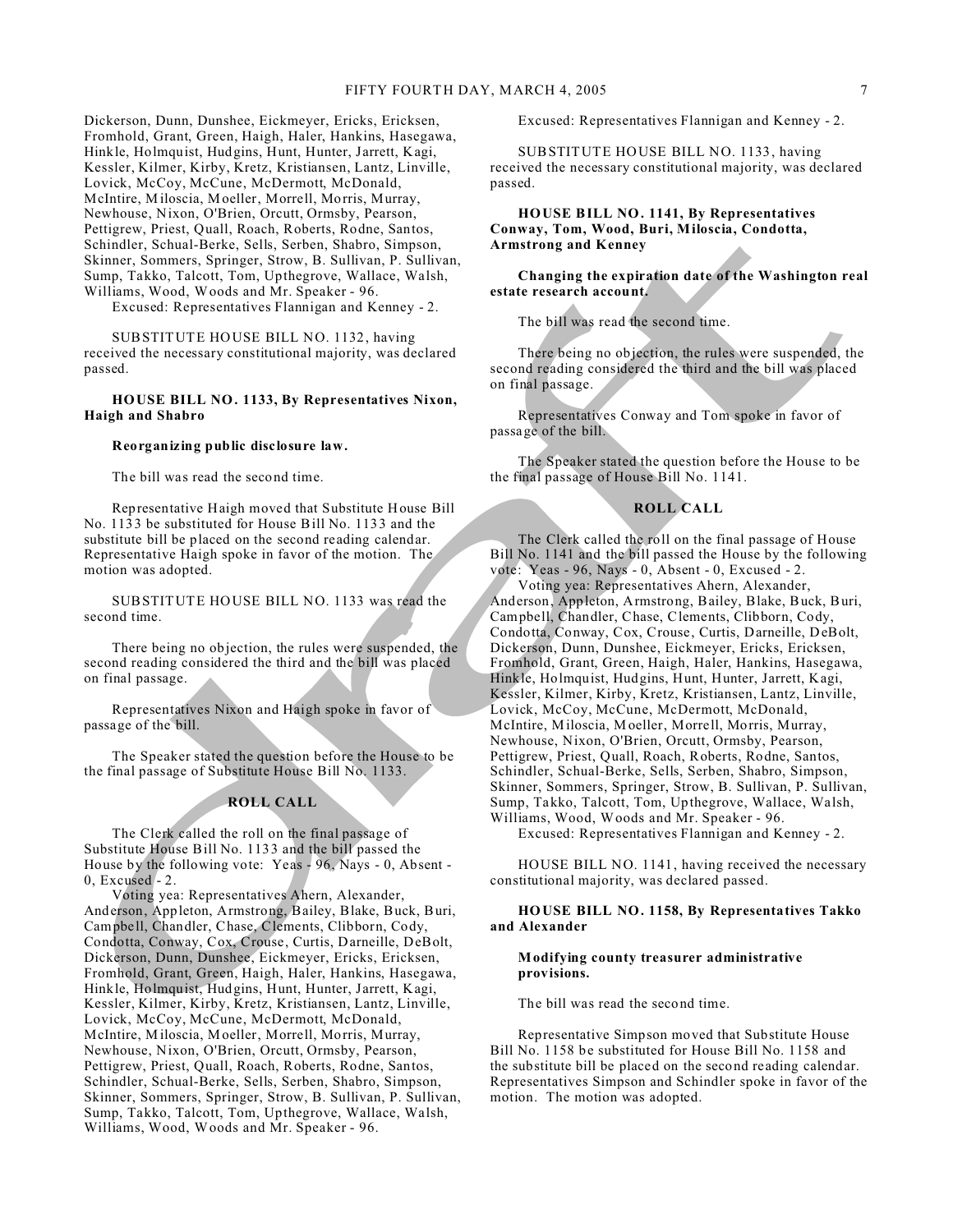Dickerson, Dunn, Dunshee, Eickmeyer, Ericks, Ericksen, Fromhold, Grant, Green, Haigh, Haler, Hankins, Hasegawa, Hinkle, Holmquist, Hudgins, Hunt, Hunter, Jarrett, Kagi, Kessler, Kilmer, Kirby, Kretz, Kristiansen, Lantz, Linville, Lovick, McCoy, McCune, McDermott, McDonald, McIntire, Miloscia, Moeller, Morrell, Morris, Murray, Newhouse, Nixon, O'Brien, Orcutt, Ormsby, Pearson, Pettigrew, Priest, Quall, Roach, Roberts, Rodne, Santos, Schindler, Schual-Berke, Sells, Serben, Shabro, Simpson, Skinner, Sommers, Springer, Strow, B. Sullivan, P. Sullivan, Sump, Takko, Talcott, Tom, Upthegrove, Wallace, Walsh, Williams, Wood, Woods and Mr. Speaker - 96.
Excused: Representatives Flannigan and Kenney - 2.

SUBSTITUTE HOUSE BILL NO. 1132, having received the necessary constitutional majority, was declared passed.

**HOUSE BILL NO. 1133, By Representatives Nixon, Haigh and Shabro**

**Reorganizing public disclosure law.**

The bill was read the second time.

Representative Haigh moved that Substitute House Bill No. 1133 be substituted for House Bill No. 1133 and the substitute bill be placed on the second reading calendar. Representative Haigh spoke in favor of the motion. The motion was adopted.

SUBSTITUTE HOUSE BILL NO. 1133 was read the second time.

There being no objection, the rules were suspended, the second reading considered the third and the bill was placed on final passage.

Representatives Nixon and Haigh spoke in favor of passage of the bill.

The Speaker stated the question before the House to be the final passage of Substitute House Bill No. 1133.

**ROLL CALL**

The Clerk called the roll on the final passage of Substitute House Bill No. 1133 and the bill passed the House by the following vote: Yeas - 96, Nays - 0, Absent - 0, Excused - 2.
Voting yea: Representatives Ahern, Alexander, Anderson, Appleton, Armstrong, Bailey, Blake, Buck, Buri, Campbell, Chandler, Chase, Clements, Clibborn, Cody, Condotta, Conway, Cox, Crouse, Curtis, Darneille, DeBolt, Dickerson, Dunn, Dunshee, Eickmeyer, Ericks, Ericksen, Fromhold, Grant, Green, Haigh, Haler, Hankins, Hasegawa, Hinkle, Holmquist, Hudgins, Hunt, Hunter, Jarrett, Kagi, Kessler, Kilmer, Kirby, Kretz, Kristiansen, Lantz, Linville, Lovick, McCoy, McCune, McDermott, McDonald, McIntire, Miloscia, Moeller, Morrell, Morris, Murray, Newhouse, Nixon, O'Brien, Orcutt, Ormsby, Pearson, Pettigrew, Priest, Quall, Roach, Roberts, Rodne, Santos, Schindler, Schual-Berke, Sells, Serben, Shabro, Simpson, Skinner, Sommers, Springer, Strow, B. Sullivan, P. Sullivan, Sump, Takko, Talcott, Tom, Upthegrove, Wallace, Walsh, Williams, Wood, Woods and Mr. Speaker - 96.
Excused: Representatives Flannigan and Kenney - 2.

SUBSTITUTE HOUSE BILL NO. 1133, having received the necessary constitutional majority, was declared passed.

**HOUSE BILL NO. 1141, By Representatives Conway, Tom, Wood, Buri, Miloscia, Condotta, Armstrong and Kenney**

**Changing the expiration date of the Washington real estate research account.**

The bill was read the second time.

There being no objection, the rules were suspended, the second reading considered the third and the bill was placed on final passage.

Representatives Conway and Tom spoke in favor of passage of the bill.

The Speaker stated the question before the House to be the final passage of House Bill No. 1141.

**ROLL CALL**

The Clerk called the roll on the final passage of House Bill No. 1141 and the bill passed the House by the following vote: Yeas - 96, Nays - 0, Absent - 0, Excused - 2.
Voting yea: Representatives Ahern, Alexander, Anderson, Appleton, Armstrong, Bailey, Blake, Buck, Buri, Campbell, Chandler, Chase, Clements, Clibborn, Cody, Condotta, Conway, Cox, Crouse, Curtis, Darneille, DeBolt, Dickerson, Dunn, Dunshee, Eickmeyer, Ericks, Ericksen, Fromhold, Grant, Green, Haigh, Haler, Hankins, Hasegawa, Hinkle, Holmquist, Hudgins, Hunt, Hunter, Jarrett, Kagi, Kessler, Kilmer, Kirby, Kretz, Kristiansen, Lantz, Linville, Lovick, McCoy, McCune, McDermott, McDonald, McIntire, Miloscia, Moeller, Morrell, Morris, Murray, Newhouse, Nixon, O'Brien, Orcutt, Ormsby, Pearson, Pettigrew, Priest, Quall, Roach, Roberts, Rodne, Santos, Schindler, Schual-Berke, Sells, Serben, Shabro, Simpson, Skinner, Sommers, Springer, Strow, B. Sullivan, P. Sullivan, Sump, Takko, Talcott, Tom, Upthegrove, Wallace, Walsh, Williams, Wood, Woods and Mr. Speaker - 96.
Excused: Representatives Flannigan and Kenney - 2.

HOUSE BILL NO. 1141, having received the necessary constitutional majority, was declared passed.

**HOUSE BILL NO. 1158, By Representatives Takko and Alexander**

**Modifying county treasurer administrative provisions.**

The bill was read the second time.

Representative Simpson moved that Substitute House Bill No. 1158 be substituted for House Bill No. 1158 and the substitute bill be placed on the second reading calendar. Representatives Simpson and Schindler spoke in favor of the motion. The motion was adopted.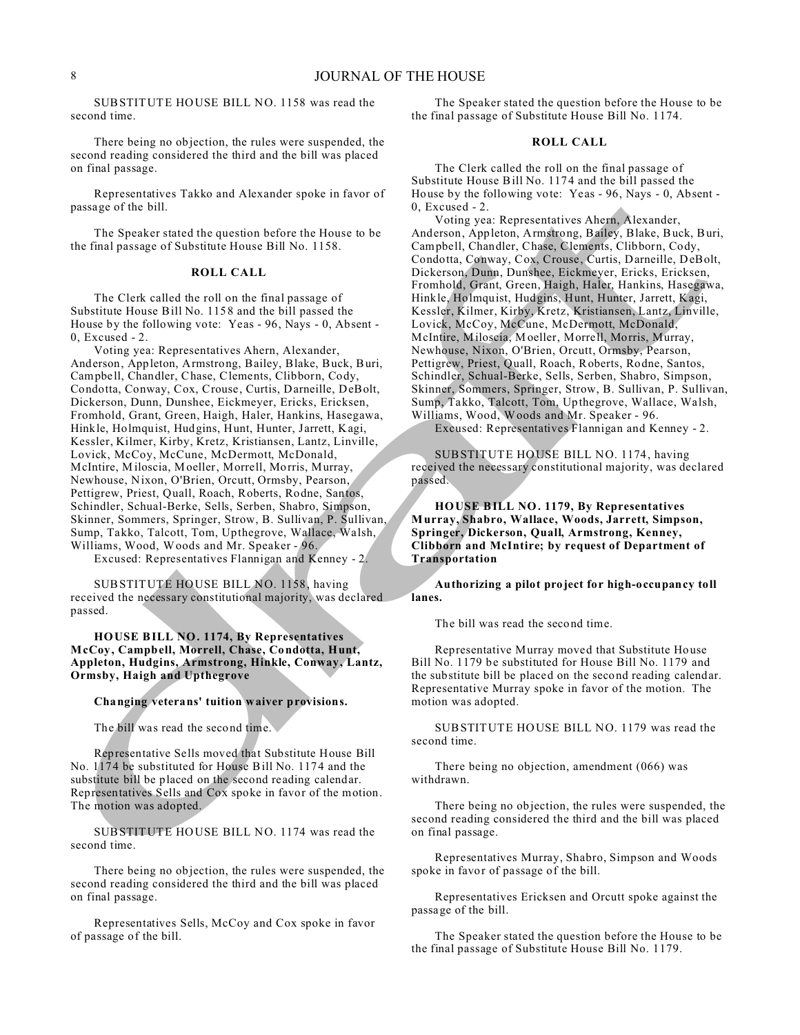SUBSTITUTE HOUSE BILL NO. 1158 was read the second time.

There being no objection, the rules were suspended, the second reading considered the third and the bill was placed on final passage.

Representatives Takko and Alexander spoke in favor of passage of the bill.

The Speaker stated the question before the House to be the final passage of Substitute House Bill No. 1158.

**ROLL CALL**

The Clerk called the roll on the final passage of Substitute House Bill No. 1158 and the bill passed the House by the following vote: Yeas - 96, Nays - 0, Absent - 0, Excused - 2.

Voting yea: Representatives Ahern, Alexander, Anderson, Appleton, Armstrong, Bailey, Blake, Buck, Buri, Campbell, Chandler, Chase, Clements, Clibborn, Cody, Condotta, Conway, Cox, Crouse, Curtis, Darneille, DeBolt, Dickerson, Dunn, Dunshee, Eickmeyer, Ericks, Ericksen, Fromhold, Grant, Green, Haigh, Haler, Hankins, Hasegawa, Hinkle, Holmquist, Hudgins, Hunt, Hunter, Jarrett, Kagi, Kessler, Kilmer, Kirby, Kretz, Kristiansen, Lantz, Linville, Lovick, McCoy, McCune, McDermott, McDonald, McIntire, Miloscia, Moeller, Morrell, Morris, Murray, Newhouse, Nixon, O'Brien, Orcutt, Ormsby, Pearson, Pettigrew, Priest, Quall, Roach, Roberts, Rodne, Santos, Schindler, Schual-Berke, Sells, Serben, Shabro, Simpson, Skinner, Sommers, Springer, Strow, B. Sullivan, P. Sullivan, Sump, Takko, Talcott, Tom, Upthegrove, Wallace, Walsh, Williams, Wood, Woods and Mr. Speaker - 96.

Excused: Representatives Flannigan and Kenney - 2.

SUBSTITUTE HOUSE BILL NO. 1158, having received the necessary constitutional majority, was declared passed.

**HOUSE BILL NO. 1174, By Representatives McCoy, Campbell, Morrell, Chase, Condotta, Hunt, Appleton, Hudgins, Armstrong, Hinkle, Conway, Lantz, Ormsby, Haigh and Upthegrove**

**Changing veterans' tuition waiver provisions.**

The bill was read the second time.

Representative Sells moved that Substitute House Bill No. 1174 be substituted for House Bill No. 1174 and the substitute bill be placed on the second reading calendar. Representatives Sells and Cox spoke in favor of the motion. The motion was adopted.

SUBSTITUTE HOUSE BILL NO. 1174 was read the second time.

There being no objection, the rules were suspended, the second reading considered the third and the bill was placed on final passage.

Representatives Sells, McCoy and Cox spoke in favor of passage of the bill.

The Speaker stated the question before the House to be the final passage of Substitute House Bill No. 1174.

**ROLL CALL**

The Clerk called the roll on the final passage of Substitute House Bill No. 1174 and the bill passed the House by the following vote: Yeas - 96, Nays - 0, Absent - 0, Excused - 2.

Voting yea: Representatives Ahern, Alexander, Anderson, Appleton, Armstrong, Bailey, Blake, Buck, Buri, Campbell, Chandler, Chase, Clements, Clibborn, Cody, Condotta, Conway, Cox, Crouse, Curtis, Darneille, DeBolt, Dickerson, Dunn, Dunshee, Eickmeyer, Ericks, Ericksen, Fromhold, Grant, Green, Haigh, Haler, Hankins, Hasegawa, Hinkle, Holmquist, Hudgins, Hunt, Hunter, Jarrett, Kagi, Kessler, Kilmer, Kirby, Kretz, Kristiansen, Lantz, Linville, Lovick, McCoy, McCune, McDermott, McDonald, McIntire, Miloscia, Moeller, Morrell, Morris, Murray, Newhouse, Nixon, O'Brien, Orcutt, Ormsby, Pearson, Pettigrew, Priest, Quall, Roach, Roberts, Rodne, Santos, Schindler, Schual-Berke, Sells, Serben, Shabro, Simpson, Skinner, Sommers, Springer, Strow, B. Sullivan, P. Sullivan, Sump, Takko, Talcott, Tom, Upthegrove, Wallace, Walsh, Williams, Wood, Woods and Mr. Speaker - 96.

Excused: Representatives Flannigan and Kenney - 2.

SUBSTITUTE HOUSE BILL NO. 1174, having received the necessary constitutional majority, was declared passed.

**HOUSE BILL NO. 1179, By Representatives Murray, Shabro, Wallace, Woods, Jarrett, Simpson, Springer, Dickerson, Quall, Armstrong, Kenney, Clibborn and McIntire; by request of Department of Transportation**

**Authorizing a pilot project for high-occupancy toll lanes.**

The bill was read the second time.

Representative Murray moved that Substitute House Bill No. 1179 be substituted for House Bill No. 1179 and the substitute bill be placed on the second reading calendar. Representative Murray spoke in favor of the motion. The motion was adopted.

SUBSTITUTE HOUSE BILL NO. 1179 was read the second time.

There being no objection, amendment (066) was withdrawn.

There being no objection, the rules were suspended, the second reading considered the third and the bill was placed on final passage.

Representatives Murray, Shabro, Simpson and Woods spoke in favor of passage of the bill.

Representatives Ericksen and Orcutt spoke against the passage of the bill.

The Speaker stated the question before the House to be the final passage of Substitute House Bill No. 1179.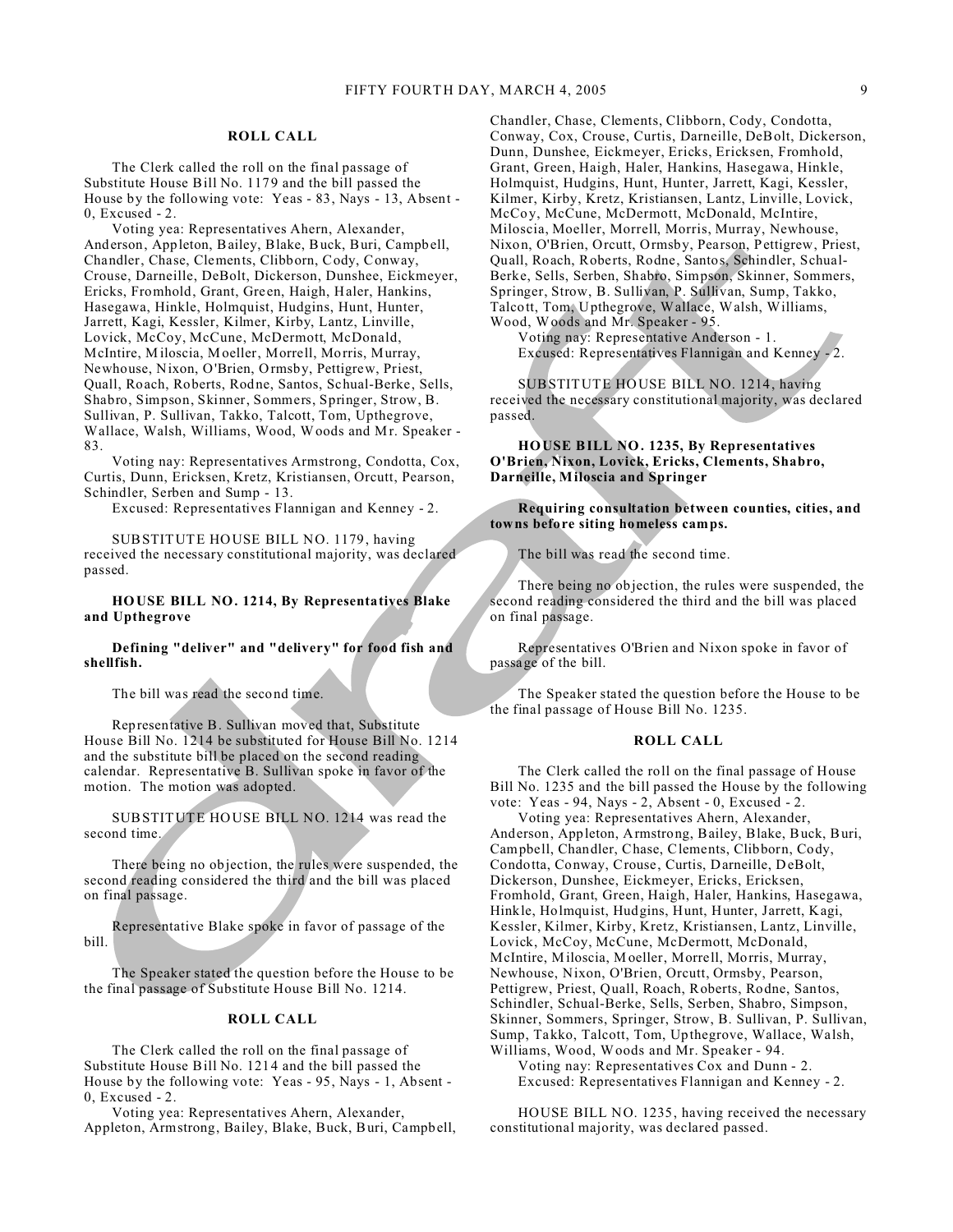**ROLL CALL**

The Clerk called the roll on the final passage of Substitute House Bill No. 1179 and the bill passed the House by the following vote: Yeas - 83, Nays - 13, Absent - 0, Excused - 2.

Voting yea: Representatives Ahern, Alexander, Anderson, Appleton, Bailey, Blake, Buck, Buri, Campbell, Chandler, Chase, Clements, Clibborn, Cody, Conway, Crouse, Darneille, DeBolt, Dickerson, Dunshee, Eickmeyer, Ericks, Fromhold, Grant, Green, Haigh, Haler, Hankins, Hasegawa, Hinkle, Holmquist, Hudgins, Hunt, Hunter, Jarrett, Kagi, Kessler, Kilmer, Kirby, Lantz, Linville, Lovick, McCoy, McCune, McDermott, McDonald, McIntire, Miloscia, Moeller, Morrell, Morris, Murray, Newhouse, Nixon, O'Brien, Ormsby, Pettigrew, Priest, Quall, Roach, Roberts, Rodne, Santos, Schual-Berke, Sells, Shabro, Simpson, Skinner, Sommers, Springer, Strow, B. Sullivan, P. Sullivan, Takko, Talcott, Tom, Upthegrove, Wallace, Walsh, Williams, Wood, Woods and Mr. Speaker - 83.

Voting nay: Representatives Armstrong, Condotta, Cox, Curtis, Dunn, Ericksen, Kretz, Kristiansen, Orcutt, Pearson, Schindler, Serben and Sump - 13.

Excused: Representatives Flannigan and Kenney - 2.

SUBSTITUTE HOUSE BILL NO. 1179, having received the necessary constitutional majority, was declared passed.

**HOUSE BILL NO. 1214, By Representatives Blake and Upthegrove**

**Defining "deliver" and "delivery" for food fish and shellfish.**

The bill was read the second time.

Representative B. Sullivan moved that, Substitute House Bill No. 1214 be substituted for House Bill No. 1214 and the substitute bill be placed on the second reading calendar. Representative B. Sullivan spoke in favor of the motion. The motion was adopted.

SUBSTITUTE HOUSE BILL NO. 1214 was read the second time.

There being no objection, the rules were suspended, the second reading considered the third and the bill was placed on final passage.

Representative Blake spoke in favor of passage of the bill.

The Speaker stated the question before the House to be the final passage of Substitute House Bill No. 1214.

**ROLL CALL**

The Clerk called the roll on the final passage of Substitute House Bill No. 1214 and the bill passed the House by the following vote: Yeas - 95, Nays - 1, Absent - 0, Excused - 2.

Voting yea: Representatives Ahern, Alexander, Appleton, Armstrong, Bailey, Blake, Buck, Buri, Campbell, Chandler, Chase, Clements, Clibborn, Cody, Condotta, Conway, Cox, Crouse, Curtis, Darneille, DeBolt, Dickerson, Dunn, Dunshee, Eickmeyer, Ericks, Ericksen, Fromhold, Grant, Green, Haigh, Haler, Hankins, Hasegawa, Hinkle, Holmquist, Hudgins, Hunt, Hunter, Jarrett, Kagi, Kessler, Kilmer, Kirby, Kretz, Kristiansen, Lantz, Linville, Lovick, McCoy, McCune, McDermott, McDonald, McIntire, Miloscia, Moeller, Morrell, Morris, Murray, Newhouse, Nixon, O'Brien, Orcutt, Ormsby, Pearson, Pettigrew, Priest, Quall, Roach, Roberts, Rodne, Santos, Schindler, Schual-Berke, Sells, Serben, Shabro, Simpson, Skinner, Sommers, Springer, Strow, B. Sullivan, P. Sullivan, Sump, Takko, Talcott, Tom, Upthegrove, Wallace, Walsh, Williams, Wood, Woods and Mr. Speaker - 95.

Voting nay: Representative Anderson - 1.

Excused: Representatives Flannigan and Kenney - 2.

SUBSTITUTE HOUSE BILL NO. 1214, having received the necessary constitutional majority, was declared passed.

**HOUSE BILL NO. 1235, By Representatives O'Brien, Nixon, Lovick, Ericks, Clements, Shabro, Darneille, Miloscia and Springer**

**Requiring consultation between counties, cities, and towns before siting homeless camps.**

The bill was read the second time.

There being no objection, the rules were suspended, the second reading considered the third and the bill was placed on final passage.

Representatives O'Brien and Nixon spoke in favor of passage of the bill.

The Speaker stated the question before the House to be the final passage of House Bill No. 1235.

**ROLL CALL**

The Clerk called the roll on the final passage of House Bill No. 1235 and the bill passed the House by the following vote: Yeas - 94, Nays - 2, Absent - 0, Excused - 2.

Voting yea: Representatives Ahern, Alexander, Anderson, Appleton, Armstrong, Bailey, Blake, Buck, Buri, Campbell, Chandler, Chase, Clements, Clibborn, Cody, Condotta, Conway, Crouse, Curtis, Darneille, DeBolt, Dickerson, Dunshee, Eickmeyer, Ericks, Ericksen, Fromhold, Grant, Green, Haigh, Haler, Hankins, Hasegawa, Hinkle, Holmquist, Hudgins, Hunt, Hunter, Jarrett, Kagi, Kessler, Kilmer, Kirby, Kretz, Kristiansen, Lantz, Linville, Lovick, McCoy, McCune, McDermott, McDonald, McIntire, Miloscia, Moeller, Morrell, Morris, Murray, Newhouse, Nixon, O'Brien, Orcutt, Ormsby, Pearson, Pettigrew, Priest, Quall, Roach, Roberts, Rodne, Santos, Schindler, Schual-Berke, Sells, Serben, Shabro, Simpson, Skinner, Sommers, Springer, Strow, B. Sullivan, P. Sullivan, Sump, Takko, Talcott, Tom, Upthegrove, Wallace, Walsh, Williams, Wood, Woods and Mr. Speaker - 94.

Voting nay: Representatives Cox and Dunn - 2.

Excused: Representatives Flannigan and Kenney - 2.

HOUSE BILL NO. 1235, having received the necessary constitutional majority, was declared passed.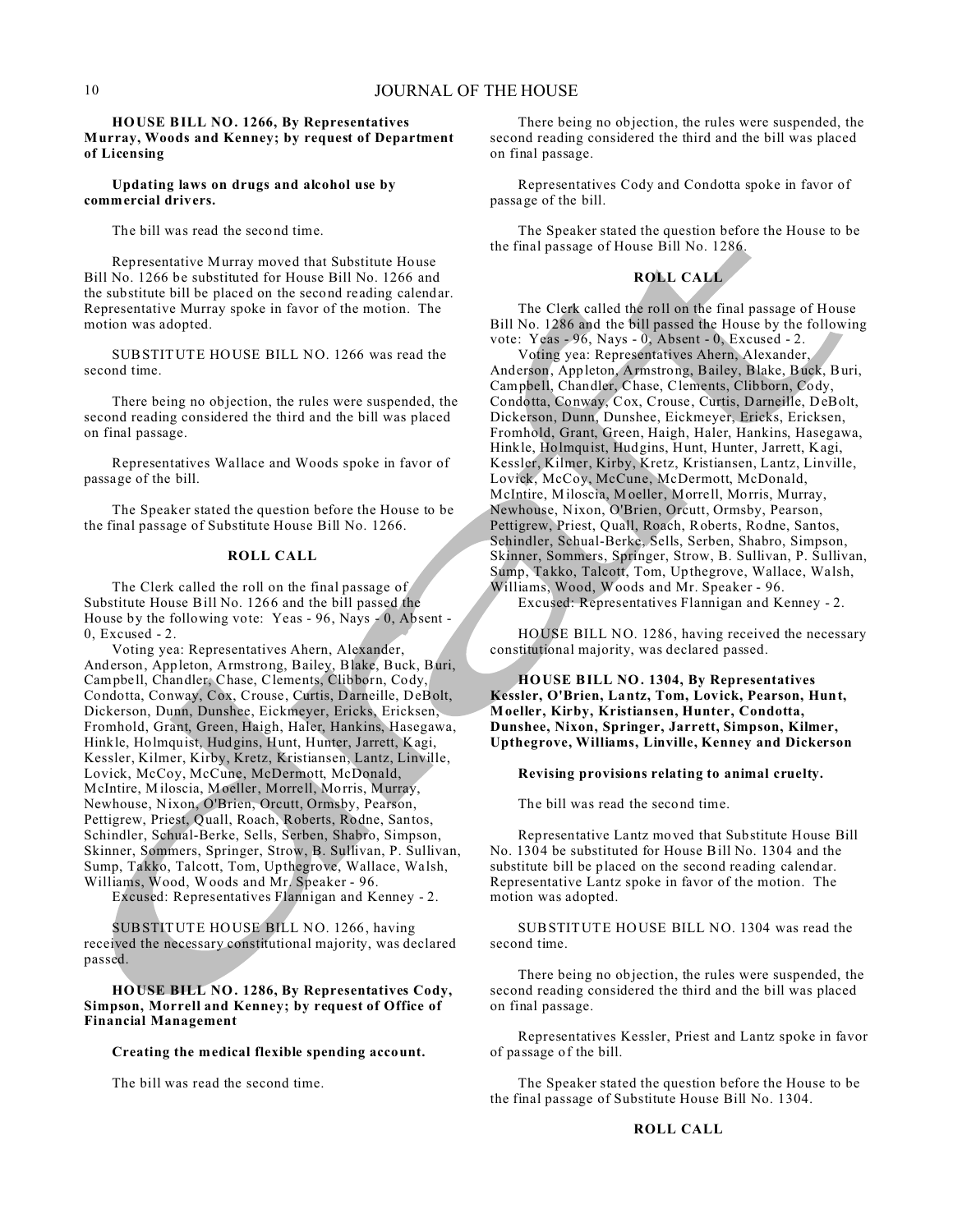**HOUSE BILL NO. 1266, By Representatives Murray, Woods and Kenney; by request of Department of Licensing**

**Updating laws on drugs and alcohol use by commercial drivers.**

The bill was read the second time.

Representative Murray moved that Substitute House Bill No. 1266 be substituted for House Bill No. 1266 and the substitute bill be placed on the second reading calendar. Representative Murray spoke in favor of the motion. The motion was adopted.

SUBSTITUTE HOUSE BILL NO. 1266 was read the second time.

There being no objection, the rules were suspended, the second reading considered the third and the bill was placed on final passage.

Representatives Wallace and Woods spoke in favor of passage of the bill.

The Speaker stated the question before the House to be the final passage of Substitute House Bill No. 1266.

**ROLL CALL**

The Clerk called the roll on the final passage of Substitute House Bill No. 1266 and the bill passed the House by the following vote: Yeas - 96, Nays - 0, Absent - 0, Excused - 2.

Voting yea: Representatives Ahern, Alexander, Anderson, Appleton, Armstrong, Bailey, Blake, Buck, Buri, Campbell, Chandler, Chase, Clements, Clibborn, Cody, Condotta, Conway, Cox, Crouse, Curtis, Darneille, DeBolt, Dickerson, Dunn, Dunshee, Eickmeyer, Ericks, Ericksen, Fromhold, Grant, Green, Haigh, Haler, Hankins, Hasegawa, Hinkle, Holmquist, Hudgins, Hunt, Hunter, Jarrett, Kagi, Kessler, Kilmer, Kirby, Kretz, Kristiansen, Lantz, Linville, Lovick, McCoy, McCune, McDermott, McDonald, McIntire, Miloscia, Moeller, Morrell, Morris, Murray, Newhouse, Nixon, O'Brien, Orcutt, Ormsby, Pearson, Pettigrew, Priest, Quall, Roach, Roberts, Rodne, Santos, Schindler, Schual-Berke, Sells, Serben, Shabro, Simpson, Skinner, Sommers, Springer, Strow, B. Sullivan, P. Sullivan, Sump, Takko, Talcott, Tom, Upthegrove, Wallace, Walsh, Williams, Wood, Woods and Mr. Speaker - 96.

Excused: Representatives Flannigan and Kenney - 2.

SUBSTITUTE HOUSE BILL NO. 1266, having received the necessary constitutional majority, was declared passed.

**HOUSE BILL NO. 1286, By Representatives Cody, Simpson, Morrell and Kenney; by request of Office of Financial Management**

**Creating the medical flexible spending account.**

The bill was read the second time.

There being no objection, the rules were suspended, the second reading considered the third and the bill was placed on final passage.

Representatives Cody and Condotta spoke in favor of passage of the bill.

The Speaker stated the question before the House to be the final passage of House Bill No. 1286.

**ROLL CALL**

The Clerk called the roll on the final passage of House Bill No. 1286 and the bill passed the House by the following vote: Yeas - 96, Nays - 0, Absent - 0, Excused - 2.

Voting yea: Representatives Ahern, Alexander, Anderson, Appleton, Armstrong, Bailey, Blake, Buck, Buri, Campbell, Chandler, Chase, Clements, Clibborn, Cody, Condotta, Conway, Cox, Crouse, Curtis, Darneille, DeBolt, Dickerson, Dunn, Dunshee, Eickmeyer, Ericks, Ericksen, Fromhold, Grant, Green, Haigh, Haler, Hankins, Hasegawa, Hinkle, Holmquist, Hudgins, Hunt, Hunter, Jarrett, Kagi, Kessler, Kilmer, Kirby, Kretz, Kristiansen, Lantz, Linville, Lovick, McCoy, McCune, McDermott, McDonald, McIntire, Miloscia, Moeller, Morrell, Morris, Murray, Newhouse, Nixon, O'Brien, Orcutt, Ormsby, Pearson, Pettigrew, Priest, Quall, Roach, Roberts, Rodne, Santos, Schindler, Schual-Berke, Sells, Serben, Shabro, Simpson, Skinner, Sommers, Springer, Strow, B. Sullivan, P. Sullivan, Sump, Takko, Talcott, Tom, Upthegrove, Wallace, Walsh, Williams, Wood, Woods and Mr. Speaker - 96.

Excused: Representatives Flannigan and Kenney - 2.

HOUSE BILL NO. 1286, having received the necessary constitutional majority, was declared passed.

**HOUSE BILL NO. 1304, By Representatives Kessler, O'Brien, Lantz, Tom, Lovick, Pearson, Hunt, Moeller, Kirby, Kristiansen, Hunter, Condotta, Dunshee, Nixon, Springer, Jarrett, Simpson, Kilmer, Upthegrove, Williams, Linville, Kenney and Dickerson**

**Revising provisions relating to animal cruelty.**

The bill was read the second time.

Representative Lantz moved that Substitute House Bill No. 1304 be substituted for House Bill No. 1304 and the substitute bill be placed on the second reading calendar. Representative Lantz spoke in favor of the motion. The motion was adopted.

SUBSTITUTE HOUSE BILL NO. 1304 was read the second time.

There being no objection, the rules were suspended, the second reading considered the third and the bill was placed on final passage.

Representatives Kessler, Priest and Lantz spoke in favor of passage of the bill.

The Speaker stated the question before the House to be the final passage of Substitute House Bill No. 1304.

**ROLL CALL**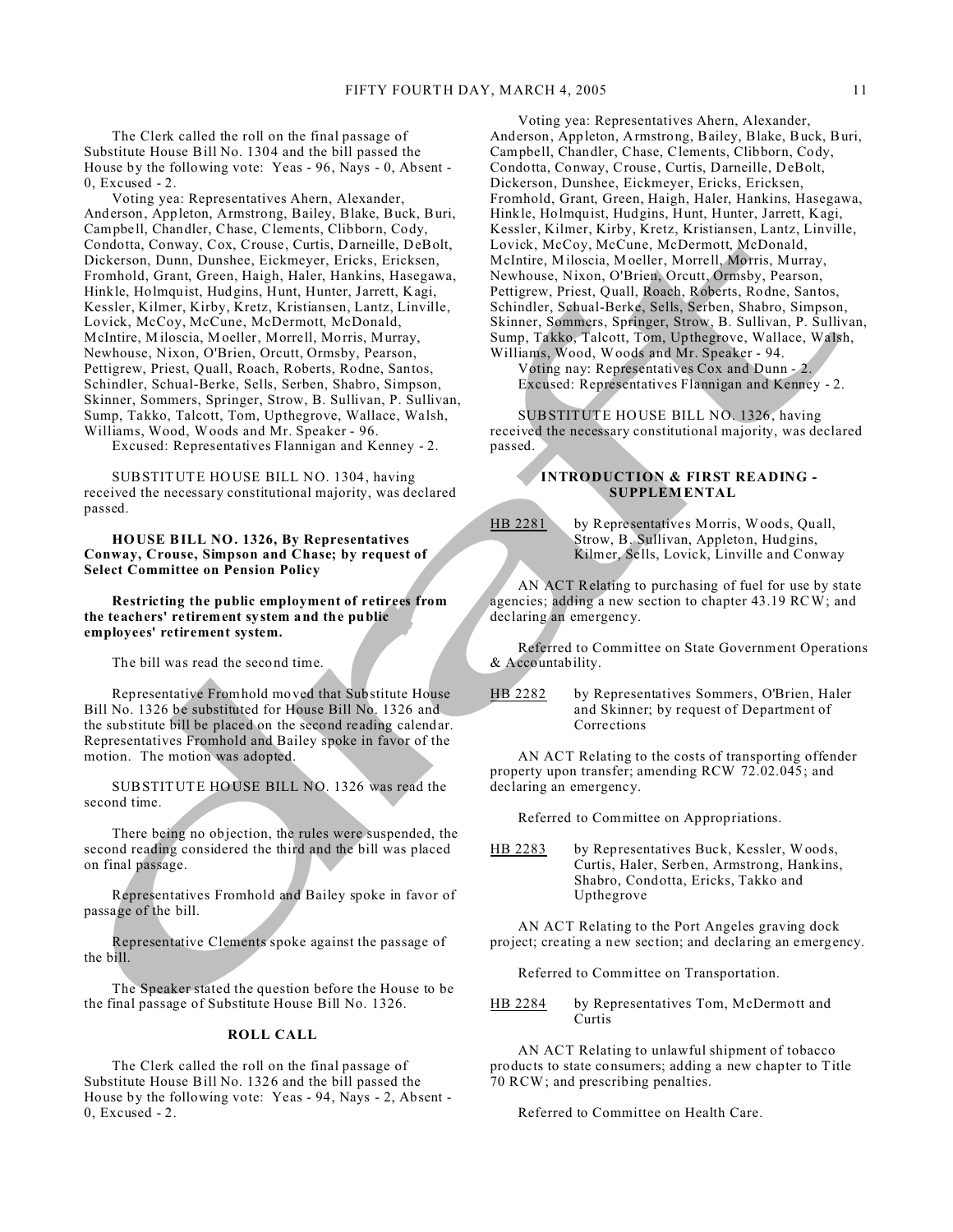The Clerk called the roll on the final passage of Substitute House Bill No. 1304 and the bill passed the House by the following vote: Yeas - 96, Nays - 0, Absent - 0, Excused - 2.

Voting yea: Representatives Ahern, Alexander, Anderson, Appleton, Armstrong, Bailey, Blake, Buck, Buri, Campbell, Chandler, Chase, Clements, Clibborn, Cody, Condotta, Conway, Cox, Crouse, Curtis, Darneille, DeBolt, Dickerson, Dunn, Dunshee, Eickmeyer, Ericks, Ericksen, Fromhold, Grant, Green, Haigh, Haler, Hankins, Hasegawa, Hinkle, Holmquist, Hudgins, Hunt, Hunter, Jarrett, Kagi, Kessler, Kilmer, Kirby, Kretz, Kristiansen, Lantz, Linville, Lovick, McCoy, McCune, McDermott, McDonald, McIntire, Miloscia, Moeller, Morrell, Morris, Murray, Newhouse, Nixon, O'Brien, Orcutt, Ormsby, Pearson, Pettigrew, Priest, Quall, Roach, Roberts, Rodne, Santos, Schindler, Schual-Berke, Sells, Serben, Shabro, Simpson, Skinner, Sommers, Springer, Strow, B. Sullivan, P. Sullivan, Sump, Takko, Talcott, Tom, Upthegrove, Wallace, Walsh, Williams, Wood, Woods and Mr. Speaker - 96.

Excused: Representatives Flannigan and Kenney - 2.

SUBSTITUTE HOUSE BILL NO. 1304, having received the necessary constitutional majority, was declared passed.

**HOUSE BILL NO. 1326, By Representatives Conway, Crouse, Simpson and Chase; by request of Select Committee on Pension Policy**

**Restricting the public employment of retirees from the teachers' retirement system and the public employees' retirement system.**

The bill was read the second time.

Representative Fromhold moved that Substitute House Bill No. 1326 be substituted for House Bill No. 1326 and the substitute bill be placed on the second reading calendar. Representatives Fromhold and Bailey spoke in favor of the motion. The motion was adopted.

SUBSTITUTE HOUSE BILL NO. 1326 was read the second time.

There being no objection, the rules were suspended, the second reading considered the third and the bill was placed on final passage.

Representatives Fromhold and Bailey spoke in favor of passage of the bill.

Representative Clements spoke against the passage of the bill.

The Speaker stated the question before the House to be the final passage of Substitute House Bill No. 1326.

**ROLL CALL**

The Clerk called the roll on the final passage of Substitute House Bill No. 1326 and the bill passed the House by the following vote: Yeas - 94, Nays - 2, Absent - 0, Excused - 2.

Voting yea: Representatives Ahern, Alexander, Anderson, Appleton, Armstrong, Bailey, Blake, Buck, Buri, Campbell, Chandler, Chase, Clements, Clibborn, Cody, Condotta, Conway, Crouse, Curtis, Darneille, DeBolt, Dickerson, Dunshee, Eickmeyer, Ericks, Ericksen, Fromhold, Grant, Green, Haigh, Haler, Hankins, Hasegawa, Hinkle, Holmquist, Hudgins, Hunt, Hunter, Jarrett, Kagi, Kessler, Kilmer, Kirby, Kretz, Kristiansen, Lantz, Linville, Lovick, McCoy, McCune, McDermott, McDonald, McIntire, Miloscia, Moeller, Morrell, Morris, Murray, Newhouse, Nixon, O'Brien, Orcutt, Ormsby, Pearson, Pettigrew, Priest, Quall, Roach, Roberts, Rodne, Santos, Schindler, Schual-Berke, Sells, Serben, Shabro, Simpson, Skinner, Sommers, Springer, Strow, B. Sullivan, P. Sullivan, Sump, Takko, Talcott, Tom, Upthegrove, Wallace, Walsh, Williams, Wood, Woods and Mr. Speaker - 94.

Voting nay: Representatives Cox and Dunn - 2.

Excused: Representatives Flannigan and Kenney - 2.

SUBSTITUTE HOUSE BILL NO. 1326, having received the necessary constitutional majority, was declared passed.

**INTRODUCTION & FIRST READING - SUPPLEMENTAL**

HB 2281 by Representatives Morris, Woods, Quall, Strow, B. Sullivan, Appleton, Hudgins, Kilmer, Sells, Lovick, Linville and Conway

AN ACT Relating to purchasing of fuel for use by state agencies; adding a new section to chapter 43.19 RCW; and declaring an emergency.

Referred to Committee on State Government Operations & Accountability.

HB 2282 by Representatives Sommers, O'Brien, Haler and Skinner; by request of Department of Corrections

AN ACT Relating to the costs of transporting offender property upon transfer; amending RCW 72.02.045; and declaring an emergency.

Referred to Committee on Appropriations.

HB 2283 by Representatives Buck, Kessler, Woods, Curtis, Haler, Serben, Armstrong, Hankins, Shabro, Condotta, Ericks, Takko and Upthegrove

AN ACT Relating to the Port Angeles graving dock project; creating a new section; and declaring an emergency.

Referred to Committee on Transportation.

HB 2284 by Representatives Tom, McDermott and Curtis

AN ACT Relating to unlawful shipment of tobacco products to state consumers; adding a new chapter to Title 70 RCW; and prescribing penalties.

Referred to Committee on Health Care.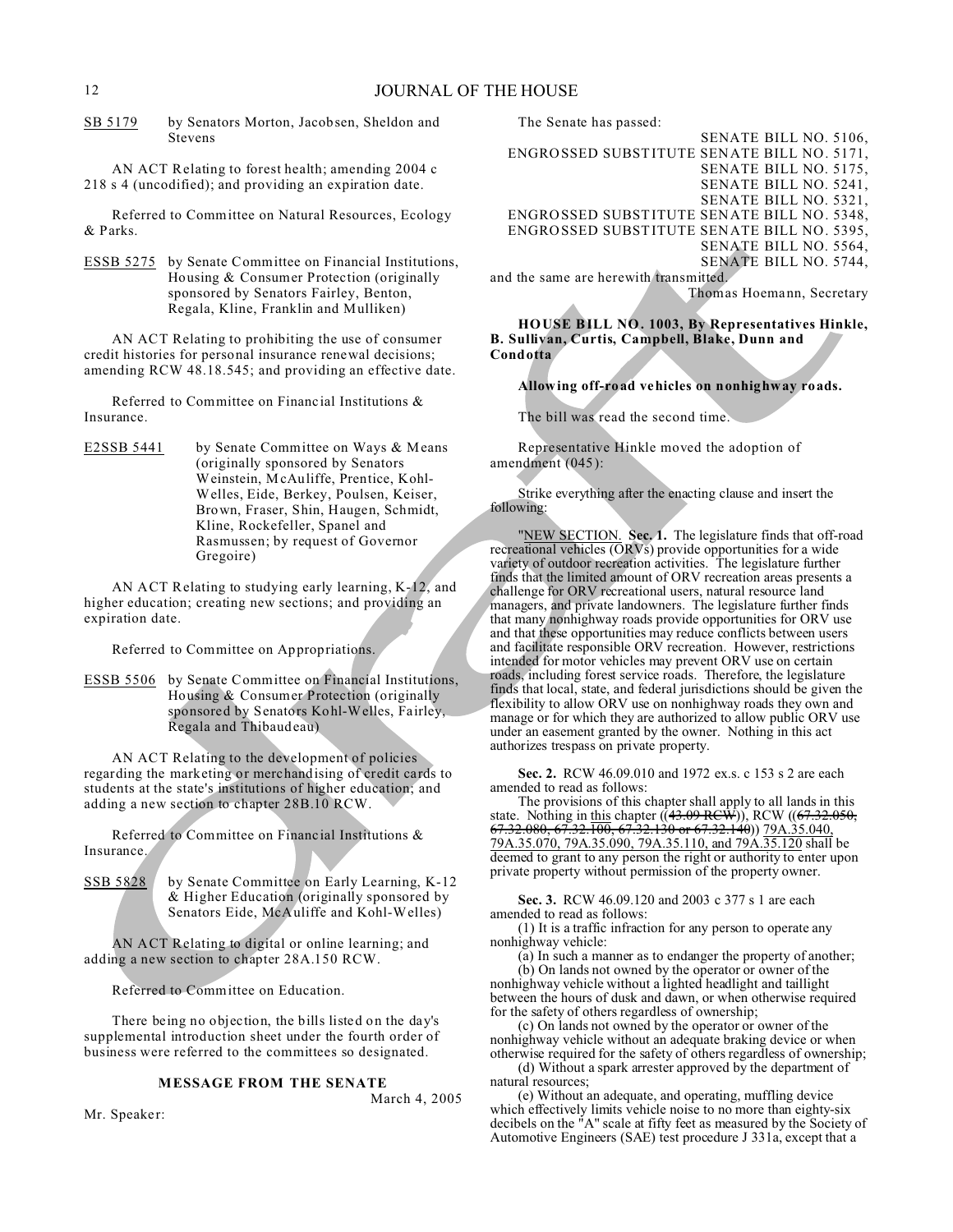SB 5179 by Senators Morton, Jacobsen, Sheldon and Stevens

AN ACT Relating to forest health; amending 2004 c 218 s 4 (uncodified); and providing an expiration date.

Referred to Committee on Natural Resources, Ecology & Parks.

ESSB 5275 by Senate Committee on Financial Institutions, Housing & Consumer Protection (originally sponsored by Senators Fairley, Benton, Regala, Kline, Franklin and Mulliken)

AN ACT Relating to prohibiting the use of consumer credit histories for personal insurance renewal decisions; amending RCW 48.18.545; and providing an effective date.

Referred to Committee on Financial Institutions & Insurance.

E2SSB 5441 by Senate Committee on Ways & Means (originally sponsored by Senators Weinstein, McAuliffe, Prentice, Kohl-Welles, Eide, Berkey, Poulsen, Keiser, Brown, Fraser, Shin, Haugen, Schmidt, Kline, Rockefeller, Spanel and Rasmussen; by request of Governor Gregoire)

AN ACT Relating to studying early learning, K-12, and higher education; creating new sections; and providing an expiration date.

Referred to Committee on Appropriations.

ESSB 5506 by Senate Committee on Financial Institutions, Housing & Consumer Protection (originally sponsored by Senators Kohl-Welles, Fairley, Regala and Thibaudeau)

AN ACT Relating to the development of policies regarding the marketing or merchandising of credit cards to students at the state's institutions of higher education; and adding a new section to chapter 28B.10 RCW.

Referred to Committee on Financial Institutions & Insurance.

SSB 5828 by Senate Committee on Early Learning, K-12 & Higher Education (originally sponsored by Senators Eide, McAuliffe and Kohl-Welles)

AN ACT Relating to digital or online learning; and adding a new section to chapter 28A.150 RCW.

Referred to Committee on Education.

There being no objection, the bills listed on the day's supplemental introduction sheet under the fourth order of business were referred to the committees so designated.

**MESSAGE FROM THE SENATE**

March 4, 2005

Mr. Speaker:

The Senate has passed:

SENATE BILL NO. 5106,
ENGROSSED SUBSTITUTE SENATE BILL NO. 5171,
SENATE BILL NO. 5175,
SENATE BILL NO. 5241,
SENATE BILL NO. 5321,
ENGROSSED SUBSTITUTE SENATE BILL NO. 5348,
ENGROSSED SUBSTITUTE SENATE BILL NO. 5395,
SENATE BILL NO. 5564,
SENATE BILL NO. 5744,

and the same are herewith transmitted.

Thomas Hoemann, Secretary

**HOUSE BILL NO. 1003, By Representatives Hinkle, B. Sullivan, Curtis, Campbell, Blake, Dunn and Condotta**

**Allowing off-road vehicles on nonhighway roads.**

The bill was read the second time.

Representative Hinkle moved the adoption of amendment (045):

Strike everything after the enacting clause and insert the following:

"NEW SECTION. **Sec. 1.** The legislature finds that off-road recreational vehicles (ORVs) provide opportunities for a wide variety of outdoor recreation activities. The legislature further finds that the limited amount of ORV recreation areas presents a challenge for ORV recreational users, natural resource land managers, and private landowners. The legislature further finds that many nonhighway roads provide opportunities for ORV use and that these opportunities may reduce conflicts between users and facilitate responsible ORV recreation. However, restrictions intended for motor vehicles may prevent ORV use on certain roads, including forest service roads. Therefore, the legislature finds that local, state, and federal jurisdictions should be given the flexibility to allow ORV use on nonhighway roads they own and manage or for which they are authorized to allow public ORV use under an easement granted by the owner. Nothing in this act authorizes trespass on private property.

**Sec. 2.** RCW 46.09.010 and 1972 ex.s. c 153 s 2 are each amended to read as follows:

The provisions of this chapter shall apply to all lands in this state. Nothing in this chapter ((~~43.09 RCW~~)), RCW ((~~67.32.050, 67.32.080, 67.32.100, 67.32.130 or 67.32.140~~)) 79A.35.040, 79A.35.070, 79A.35.090, 79A.35.110, and 79A.35.120 shall be deemed to grant to any person the right or authority to enter upon private property without permission of the property owner.

**Sec. 3.** RCW 46.09.120 and 2003 c 377 s 1 are each amended to read as follows:

(1) It is a traffic infraction for any person to operate any nonhighway vehicle:

(a) In such a manner as to endanger the property of another;

(b) On lands not owned by the operator or owner of the nonhighway vehicle without a lighted headlight and taillight between the hours of dusk and dawn, or when otherwise required for the safety of others regardless of ownership;

(c) On lands not owned by the operator or owner of the nonhighway vehicle without an adequate braking device or when otherwise required for the safety of others regardless of ownership;

(d) Without a spark arrester approved by the department of natural resources;

(e) Without an adequate, and operating, muffling device which effectively limits vehicle noise to no more than eighty-six decibels on the "A" scale at fifty feet as measured by the Society of Automotive Engineers (SAE) test procedure J 331a, except that a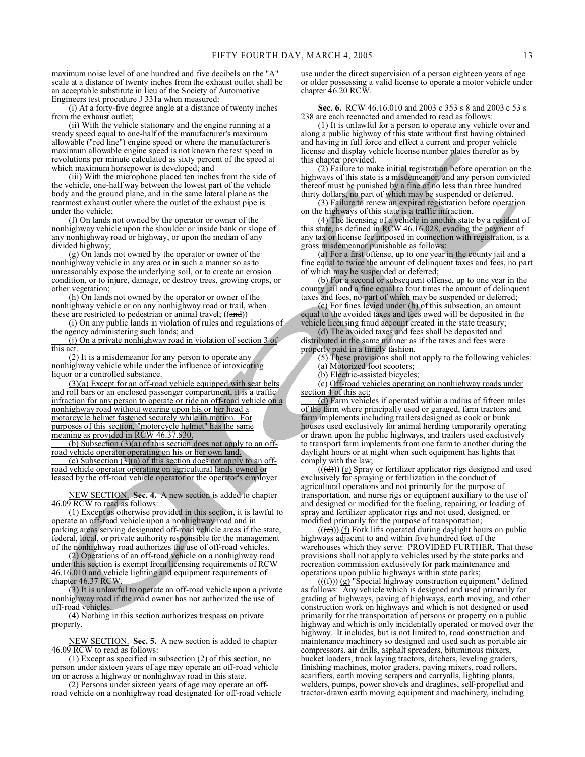maximum noise level of one hundred and five decibels on the "A" scale at a distance of twenty inches from the exhaust outlet shall be an acceptable substitute in lieu of the Society of Automotive Engineers test procedure J 331a when measured:

(i) At a forty-five degree angle at a distance of twenty inches from the exhaust outlet;

(ii) With the vehicle stationary and the engine running at a steady speed equal to one-half of the manufacturer's maximum allowable ("red line") engine speed or where the manufacturer's maximum allowable engine speed is not known the test speed in revolutions per minute calculated as sixty percent of the speed at which maximum horsepower is developed; and

(iii) With the microphone placed ten inches from the side of the vehicle, one-half way between the lowest part of the vehicle body and the ground plane, and in the same lateral plane as the rearmost exhaust outlet where the outlet of the exhaust pipe is under the vehicle;

(f) On lands not owned by the operator or owner of the nonhighway vehicle upon the shoulder or inside bank or slope of any nonhighway road or highway, or upon the median of any divided highway;

(g) On lands not owned by the operator or owner of the nonhighway vehicle in any area or in such a manner so as to unreasonably expose the underlying soil, or to create an erosion condition, or to injure, damage, or destroy trees, growing crops, or other vegetation;

(h) On lands not owned by the operator or owner of the nonhighway vehicle or on any nonhighway road or trail, when these are restricted to pedestrian or animal travel; ((~~and~~))

(i) On any public lands in violation of rules and regulations of the agency administering such lands; and

(j) On a private nonhighway road in violation of section 3 of this act.

(2) It is a misdemeanor for any person to operate any nonhighway vehicle while under the influence of intoxicating liquor or a controlled substance.

(3)(a) Except for an off-road vehicle equipped with seat belts and roll bars or an enclosed passenger compartment, it is a traffic infraction for any person to operate or ride an off-road vehicle on a nonhighway road without wearing upon his or her head a motorcycle helmet fastened securely while in motion. For purposes of this section, "motorcycle helmet" has the same meaning as provided in RCW 46.37.530.

(b) Subsection (3)(a) of this section does not apply to an off-road vehicle operator operating on his or her own land.

(c) Subsection (3)(a) of this section does not apply to an off-road vehicle operator operating on agricultural lands owned or leased by the off-road vehicle operator or the operator's employer.

NEW SECTION. **Sec. 4.** A new section is added to chapter 46.09 RCW to read as follows:

(1) Except as otherwise provided in this section, it is lawful to operate an off-road vehicle upon a nonhighway road and in parking areas serving designated off-road vehicle areas if the state, federal, local, or private authority responsible for the management of the nonhighway road authorizes the use of off-road vehicles.

(2) Operations of an off-road vehicle on a nonhighway road under this section is exempt from licensing requirements of RCW 46.16.010 and vehicle lighting and equipment requirements of chapter 46.37 RCW.

(3) It is unlawful to operate an off-road vehicle upon a private nonhighway road if the road owner has not authorized the use of off-road vehicles.

(4) Nothing in this section authorizes trespass on private property.

NEW SECTION. **Sec. 5.** A new section is added to chapter 46.09 RCW to read as follows:

(1) Except as specified in subsection (2) of this section, no person under sixteen years of age may operate an off-road vehicle on or across a highway or nonhighway road in this state.

(2) Persons under sixteen years of age may operate an off-road vehicle on a nonhighway road designated for off-road vehicle use under the direct supervision of a person eighteen years of age or older possessing a valid license to operate a motor vehicle under chapter 46.20 RCW.

**Sec. 6.** RCW 46.16.010 and 2003 c 353 s 8 and 2003 c 53 s 238 are each reenacted and amended to read as follows:

(1) It is unlawful for a person to operate any vehicle over and along a public highway of this state without first having obtained and having in full force and effect a current and proper vehicle license and display vehicle license number plates therefor as by this chapter provided.

(2) Failure to make initial registration before operation on the highways of this state is a misdemeanor, and any person convicted thereof must be punished by a fine of no less than three hundred thirty dollars, no part of which may be suspended or deferred.

(3) Failure to renew an expired registration before operation on the highways of this state is a traffic infraction.

(4) The licensing of a vehicle in another state by a resident of this state, as defined in RCW 46.16.028, evading the payment of any tax or license fee imposed in connection with registration, is a gross misdemeanor punishable as follows:

(a) For a first offense, up to one year in the county jail and a fine equal to twice the amount of delinquent taxes and fees, no part of which may be suspended or deferred;

(b) For a second or subsequent offense, up to one year in the county jail and a fine equal to four times the amount of delinquent taxes and fees, no part of which may be suspended or deferred;

(c) For fines levied under (b) of this subsection, an amount equal to the avoided taxes and fees owed will be deposited in the vehicle licensing fraud account created in the state treasury;

(d) The avoided taxes and fees shall be deposited and distributed in the same manner as if the taxes and fees were properly paid in a timely fashion.

(5) These provisions shall not apply to the following vehicles:

(a) Motorized foot scooters;

(b) Electric-assisted bicycles;

(c) Off-road vehicles operating on nonhighway roads under section 4 of this act;

(d) Farm vehicles if operated within a radius of fifteen miles of the farm where principally used or garaged, farm tractors and farm implements including trailers designed as cook or bunk houses used exclusively for animal herding temporarily operating or drawn upon the public highways, and trailers used exclusively to transport farm implements from one farm to another during the daylight hours or at night when such equipment has lights that comply with the law;

((~~(d)~~)) (e) Spray or fertilizer applicator rigs designed and used exclusively for spraying or fertilization in the conduct of agricultural operations and not primarily for the purpose of transportation, and nurse rigs or equipment auxiliary to the use of and designed or modified for the fueling, repairing, or loading of spray and fertilizer applicator rigs and not used, designed, or modified primarily for the purpose of transportation;

((~~(e)~~)) (f) Fork lifts operated during daylight hours on public highways adjacent to and within five hundred feet of the warehouses which they serve: PROVIDED FURTHER, That these provisions shall not apply to vehicles used by the state parks and recreation commission exclusively for park maintenance and operations upon public highways within state parks;

((~~(f)~~)) (g) "Special highway construction equipment" defined as follows: Any vehicle which is designed and used primarily for grading of highways, paving of highways, earth moving, and other construction work on highways and which is not designed or used primarily for the transportation of persons or property on a public highway and which is only incidentally operated or moved over the highway. It includes, but is not limited to, road construction and maintenance machinery so designed and used such as portable air compressors, air drills, asphalt spreaders, bituminous mixers, bucket loaders, track laying tractors, ditchers, leveling graders, finishing machines, motor graders, paving mixers, road rollers, scarifiers, earth moving scrapers and carryalls, lighting plants, welders, pumps, power shovels and draglines, self-propelled and tractor-drawn earth moving equipment and machinery, including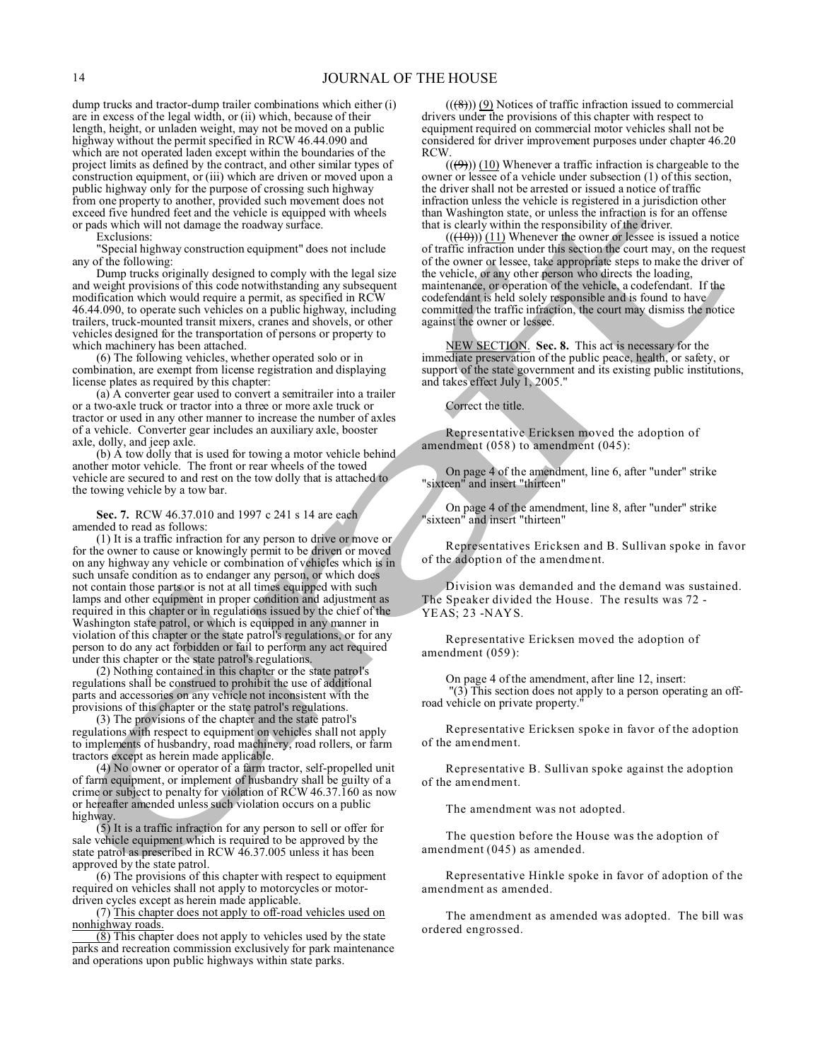dump trucks and tractor-dump trailer combinations which either (i) are in excess of the legal width, or (ii) which, because of their length, height, or unladen weight, may not be moved on a public highway without the permit specified in RCW 46.44.090 and which are not operated laden except within the boundaries of the project limits as defined by the contract, and other similar types of construction equipment, or (iii) which are driven or moved upon a public highway only for the purpose of crossing such highway from one property to another, provided such movement does not exceed five hundred feet and the vehicle is equipped with wheels or pads which will not damage the roadway surface.

Exclusions:

"Special highway construction equipment" does not include any of the following:

Dump trucks originally designed to comply with the legal size and weight provisions of this code notwithstanding any subsequent modification which would require a permit, as specified in RCW 46.44.090, to operate such vehicles on a public highway, including trailers, truck-mounted transit mixers, cranes and shovels, or other vehicles designed for the transportation of persons or property to which machinery has been attached.

(6) The following vehicles, whether operated solo or in combination, are exempt from license registration and displaying license plates as required by this chapter:

(a) A converter gear used to convert a semitrailer into a trailer or a two-axle truck or tractor into a three or more axle truck or tractor or used in any other manner to increase the number of axles of a vehicle. Converter gear includes an auxiliary axle, booster axle, dolly, and jeep axle.

(b) A tow dolly that is used for towing a motor vehicle behind another motor vehicle. The front or rear wheels of the towed vehicle are secured to and rest on the tow dolly that is attached to the towing vehicle by a tow bar.

**Sec. 7.** RCW 46.37.010 and 1997 c 241 s 14 are each amended to read as follows:

(1) It is a traffic infraction for any person to drive or move or for the owner to cause or knowingly permit to be driven or moved on any highway any vehicle or combination of vehicles which is in such unsafe condition as to endanger any person, or which does not contain those parts or is not at all times equipped with such lamps and other equipment in proper condition and adjustment as required in this chapter or in regulations issued by the chief of the Washington state patrol, or which is equipped in any manner in violation of this chapter or the state patrol's regulations, or for any person to do any act forbidden or fail to perform any act required under this chapter or the state patrol's regulations.

(2) Nothing contained in this chapter or the state patrol's regulations shall be construed to prohibit the use of additional parts and accessories on any vehicle not inconsistent with the provisions of this chapter or the state patrol's regulations.

(3) The provisions of the chapter and the state patrol's regulations with respect to equipment on vehicles shall not apply to implements of husbandry, road machinery, road rollers, or farm tractors except as herein made applicable.

(4) No owner or operator of a farm tractor, self-propelled unit of farm equipment, or implement of husbandry shall be guilty of a crime or subject to penalty for violation of RCW 46.37.160 as now or hereafter amended unless such violation occurs on a public highway.

(5) It is a traffic infraction for any person to sell or offer for sale vehicle equipment which is required to be approved by the state patrol as prescribed in RCW 46.37.005 unless it has been approved by the state patrol.

(6) The provisions of this chapter with respect to equipment required on vehicles shall not apply to motorcycles or motor-driven cycles except as herein made applicable.

(7) <u>This chapter does not apply to off-road vehicles used on nonhighway roads.</u>

<u>(8)</u> This chapter does not apply to vehicles used by the state parks and recreation commission exclusively for park maintenance and operations upon public highways within state parks.

((~~(8)~~)) <u>(9)</u> Notices of traffic infraction issued to commercial drivers under the provisions of this chapter with respect to equipment required on commercial motor vehicles shall not be considered for driver improvement purposes under chapter 46.20 RCW.

((~~(9)~~)) <u>(10)</u> Whenever a traffic infraction is chargeable to the owner or lessee of a vehicle under subsection (1) of this section, the driver shall not be arrested or issued a notice of traffic infraction unless the vehicle is registered in a jurisdiction other than Washington state, or unless the infraction is for an offense that is clearly within the responsibility of the driver.

((~~(10)~~)) <u>(11)</u> Whenever the owner or lessee is issued a notice of traffic infraction under this section the court may, on the request of the owner or lessee, take appropriate steps to make the driver of the vehicle, or any other person who directs the loading, maintenance, or operation of the vehicle, a codefendant. If the codefendant is held solely responsible and is found to have committed the traffic infraction, the court may dismiss the notice against the owner or lessee.

<u>NEW SECTION.</u> **Sec. 8.** This act is necessary for the immediate preservation of the public peace, health, or safety, or support of the state government and its existing public institutions, and takes effect July 1, 2005."

Correct the title.

Representative Ericksen moved the adoption of amendment (058) to amendment (045):

On page 4 of the amendment, line 6, after "under" strike "sixteen" and insert "thirteen"

On page 4 of the amendment, line 8, after "under" strike "sixteen" and insert "thirteen"

Representatives Ericksen and B. Sullivan spoke in favor of the adoption of the amendment.

Division was demanded and the demand was sustained. The Speaker divided the House. The results was 72 - YEAS; 23 -NAYS.

Representative Ericksen moved the adoption of amendment (059):

On page 4 of the amendment, after line 12, insert:

"(3) This section does not apply to a person operating an off-road vehicle on private property."

Representative Ericksen spoke in favor of the adoption of the amendment.

Representative B. Sullivan spoke against the adoption of the amendment.

The amendment was not adopted.

The question before the House was the adoption of amendment (045) as amended.

Representative Hinkle spoke in favor of adoption of the amendment as amended.

The amendment as amended was adopted. The bill was ordered engrossed.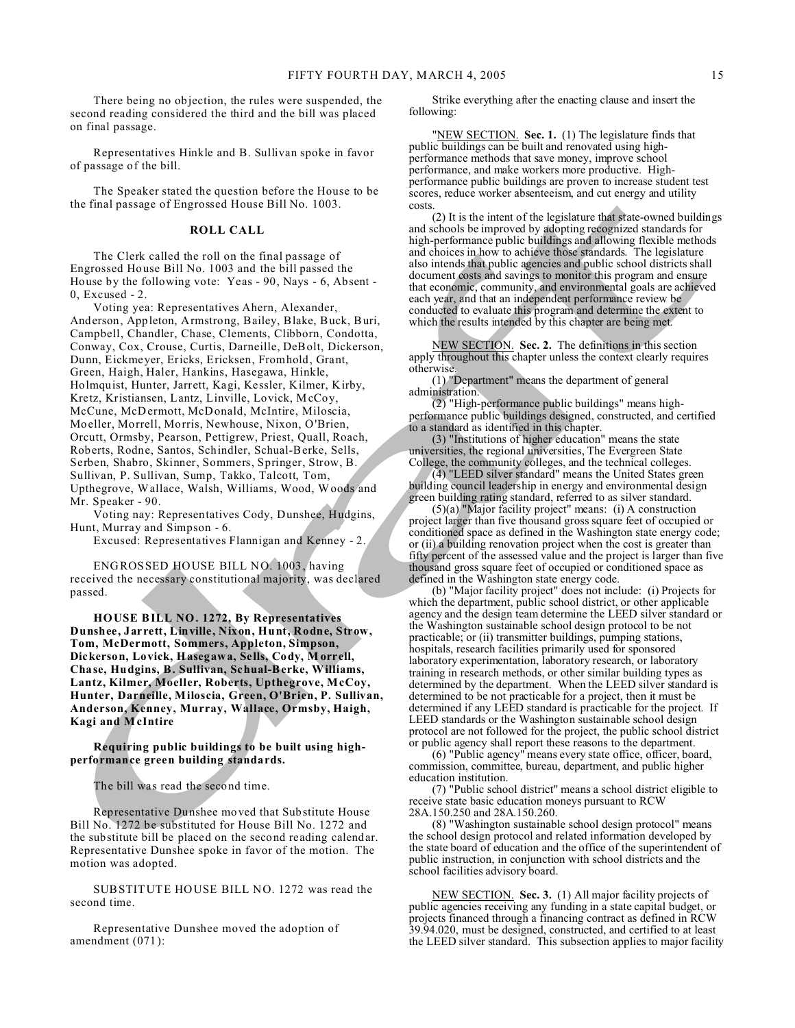There being no objection, the rules were suspended, the second reading considered the third and the bill was placed on final passage.

Representatives Hinkle and B. Sullivan spoke in favor of passage of the bill.

The Speaker stated the question before the House to be the final passage of Engrossed House Bill No. 1003.

**ROLL CALL**

The Clerk called the roll on the final passage of Engrossed House Bill No. 1003 and the bill passed the House by the following vote: Yeas - 90, Nays - 6, Absent - 0, Excused - 2.

Voting yea: Representatives Ahern, Alexander, Anderson, Appleton, Armstrong, Bailey, Blake, Buck, Buri, Campbell, Chandler, Chase, Clements, Clibborn, Condotta, Conway, Cox, Crouse, Curtis, Darneille, DeBolt, Dickerson, Dunn, Eickmeyer, Ericks, Ericksen, Fromhold, Grant, Green, Haigh, Haler, Hankins, Hasegawa, Hinkle, Holmquist, Hunter, Jarrett, Kagi, Kessler, Kilmer, Kirby, Kretz, Kristiansen, Lantz, Linville, Lovick, McCoy, McCune, McDermott, McDonald, McIntire, Miloscia, Moeller, Morrell, Morris, Newhouse, Nixon, O'Brien, Orcutt, Ormsby, Pearson, Pettigrew, Priest, Quall, Roach, Roberts, Rodne, Santos, Schindler, Schual-Berke, Sells, Serben, Shabro, Skinner, Sommers, Springer, Strow, B. Sullivan, P. Sullivan, Sump, Takko, Talcott, Tom, Upthegrove, Wallace, Walsh, Williams, Wood, Woods and Mr. Speaker - 90.

Voting nay: Representatives Cody, Dunshee, Hudgins, Hunt, Murray and Simpson - 6.

Excused: Representatives Flannigan and Kenney - 2.

ENGROSSED HOUSE BILL NO. 1003, having received the necessary constitutional majority, was declared passed.

**HOUSE BILL NO. 1272, By Representatives Dunshee, Jarrett, Linville, Nixon, Hunt, Rodne, Strow, Tom, McDermott, Sommers, Appleton, Simpson, Dickerson, Lovick, Hasegawa, Sells, Cody, Morrell, Chase, Hudgins, B. Sullivan, Schual-Berke, Williams, Lantz, Kilmer, Moeller, Roberts, Upthegrove, McCoy, Hunter, Darneille, Miloscia, Green, O'Brien, P. Sullivan, Anderson, Kenney, Murray, Wallace, Ormsby, Haigh, Kagi and McIntire**

**Requiring public buildings to be built using high-performance green building standards.**

The bill was read the second time.

Representative Dunshee moved that Substitute House Bill No. 1272 be substituted for House Bill No. 1272 and the substitute bill be placed on the second reading calendar. Representative Dunshee spoke in favor of the motion. The motion was adopted.

SUBSTITUTE HOUSE BILL NO. 1272 was read the second time.

Representative Dunshee moved the adoption of amendment (071):

Strike everything after the enacting clause and insert the following:

"NEW SECTION. **Sec. 1.** (1) The legislature finds that public buildings can be built and renovated using high-performance methods that save money, improve school performance, and make workers more productive. High-performance public buildings are proven to increase student test scores, reduce worker absenteeism, and cut energy and utility costs.

(2) It is the intent of the legislature that state-owned buildings and schools be improved by adopting recognized standards for high-performance public buildings and allowing flexible methods and choices in how to achieve those standards. The legislature also intends that public agencies and public school districts shall document costs and savings to monitor this program and ensure that economic, community, and environmental goals are achieved each year, and that an independent performance review be conducted to evaluate this program and determine the extent to which the results intended by this chapter are being met.

NEW SECTION. **Sec. 2.** The definitions in this section apply throughout this chapter unless the context clearly requires otherwise.

(1) "Department" means the department of general administration.

(2) "High-performance public buildings" means high-performance public buildings designed, constructed, and certified to a standard as identified in this chapter.

(3) "Institutions of higher education" means the state universities, the regional universities, The Evergreen State College, the community colleges, and the technical colleges.

(4) "LEED silver standard" means the United States green building council leadership in energy and environmental design green building rating standard, referred to as silver standard.

(5)(a) "Major facility project" means: (i) A construction project larger than five thousand gross square feet of occupied or conditioned space as defined in the Washington state energy code; or (ii) a building renovation project when the cost is greater than fifty percent of the assessed value and the project is larger than five thousand gross square feet of occupied or conditioned space as defined in the Washington state energy code.

(b) "Major facility project" does not include: (i) Projects for which the department, public school district, or other applicable agency and the design team determine the LEED silver standard or the Washington sustainable school design protocol to be not practicable; or (ii) transmitter buildings, pumping stations, hospitals, research facilities primarily used for sponsored laboratory experimentation, laboratory research, or laboratory training in research methods, or other similar building types as determined by the department. When the LEED silver standard is determined to be not practicable for a project, then it must be determined if any LEED standard is practicable for the project. If LEED standards or the Washington sustainable school design protocol are not followed for the project, the public school district or public agency shall report these reasons to the department.

(6) "Public agency" means every state office, officer, board, commission, committee, bureau, department, and public higher education institution.

(7) "Public school district" means a school district eligible to receive state basic education moneys pursuant to RCW 28A.150.250 and 28A.150.260.

(8) "Washington sustainable school design protocol" means the school design protocol and related information developed by the state board of education and the office of the superintendent of public instruction, in conjunction with school districts and the school facilities advisory board.

NEW SECTION. **Sec. 3.** (1) All major facility projects of public agencies receiving any funding in a state capital budget, or projects financed through a financing contract as defined in RCW 39.94.020, must be designed, constructed, and certified to at least the LEED silver standard. This subsection applies to major facility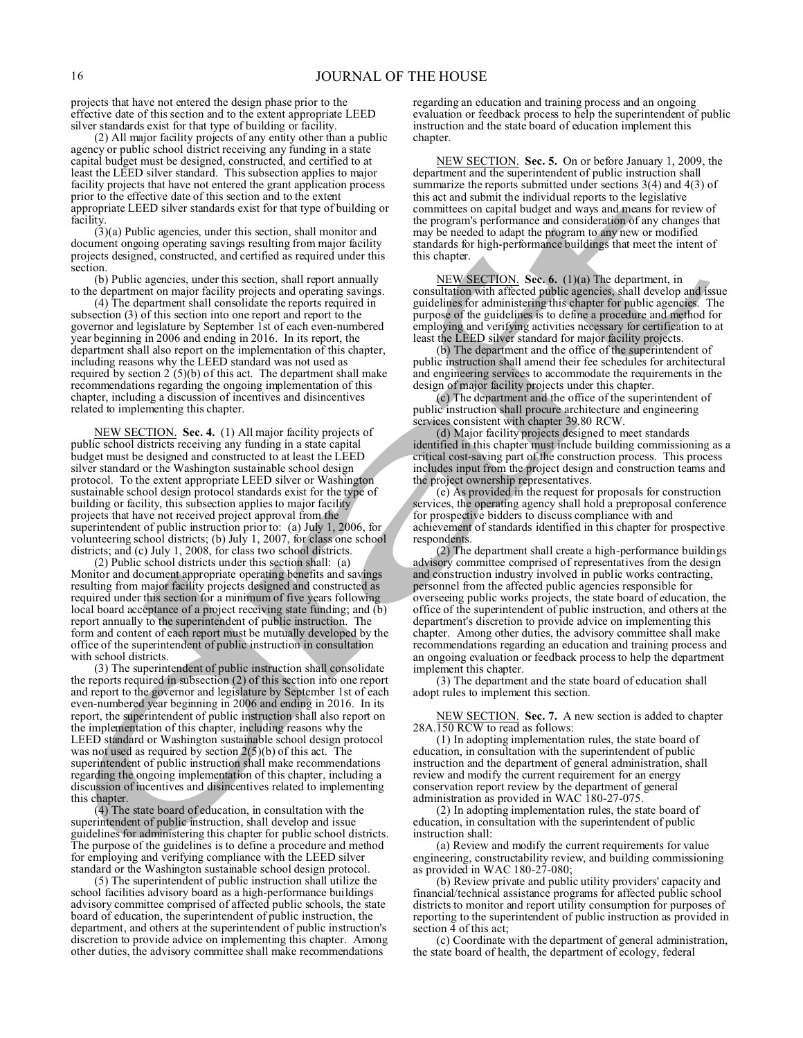projects that have not entered the design phase prior to the effective date of this section and to the extent appropriate LEED silver standards exist for that type of building or facility.

(2) All major facility projects of any entity other than a public agency or public school district receiving any funding in a state capital budget must be designed, constructed, and certified to at least the LEED silver standard. This subsection applies to major facility projects that have not entered the grant application process prior to the effective date of this section and to the extent appropriate LEED silver standards exist for that type of building or facility.

(3)(a) Public agencies, under this section, shall monitor and document ongoing operating savings resulting from major facility projects designed, constructed, and certified as required under this section.

(b) Public agencies, under this section, shall report annually to the department on major facility projects and operating savings.

(4) The department shall consolidate the reports required in subsection (3) of this section into one report and report to the governor and legislature by September 1st of each even-numbered year beginning in 2006 and ending in 2016. In its report, the department shall also report on the implementation of this chapter, including reasons why the LEED standard was not used as required by section 2 (5)(b) of this act. The department shall make recommendations regarding the ongoing implementation of this chapter, including a discussion of incentives and disincentives related to implementing this chapter.

NEW SECTION. **Sec. 4.** (1) All major facility projects of public school districts receiving any funding in a state capital budget must be designed and constructed to at least the LEED silver standard or the Washington sustainable school design protocol. To the extent appropriate LEED silver or Washington sustainable school design protocol standards exist for the type of building or facility, this subsection applies to major facility projects that have not received project approval from the superintendent of public instruction prior to: (a) July 1, 2006, for volunteering school districts; (b) July 1, 2007, for class one school districts; and (c) July 1, 2008, for class two school districts.

(2) Public school districts under this section shall: (a) Monitor and document appropriate operating benefits and savings resulting from major facility projects designed and constructed as required under this section for a minimum of five years following local board acceptance of a project receiving state funding; and (b) report annually to the superintendent of public instruction. The form and content of each report must be mutually developed by the office of the superintendent of public instruction in consultation with school districts.

(3) The superintendent of public instruction shall consolidate the reports required in subsection (2) of this section into one report and report to the governor and legislature by September 1st of each even-numbered year beginning in 2006 and ending in 2016. In its report, the superintendent of public instruction shall also report on the implementation of this chapter, including reasons why the LEED standard or Washington sustainable school design protocol was not used as required by section 2(5)(b) of this act. The superintendent of public instruction shall make recommendations regarding the ongoing implementation of this chapter, including a discussion of incentives and disincentives related to implementing this chapter.

(4) The state board of education, in consultation with the superintendent of public instruction, shall develop and issue guidelines for administering this chapter for public school districts. The purpose of the guidelines is to define a procedure and method for employing and verifying compliance with the LEED silver standard or the Washington sustainable school design protocol.

(5) The superintendent of public instruction shall utilize the school facilities advisory board as a high-performance buildings advisory committee comprised of affected public schools, the state board of education, the superintendent of public instruction, the department, and others at the superintendent of public instruction's discretion to provide advice on implementing this chapter. Among other duties, the advisory committee shall make recommendations regarding an education and training process and an ongoing evaluation or feedback process to help the superintendent of public instruction and the state board of education implement this chapter.

NEW SECTION. **Sec. 5.** On or before January 1, 2009, the department and the superintendent of public instruction shall summarize the reports submitted under sections 3(4) and 4(3) of this act and submit the individual reports to the legislative committees on capital budget and ways and means for review of the program's performance and consideration of any changes that may be needed to adapt the program to any new or modified standards for high-performance buildings that meet the intent of this chapter.

NEW SECTION. **Sec. 6.** (1)(a) The department, in consultation with affected public agencies, shall develop and issue guidelines for administering this chapter for public agencies. The purpose of the guidelines is to define a procedure and method for employing and verifying activities necessary for certification to at least the LEED silver standard for major facility projects.

(b) The department and the office of the superintendent of public instruction shall amend their fee schedules for architectural and engineering services to accommodate the requirements in the design of major facility projects under this chapter.

(c) The department and the office of the superintendent of public instruction shall procure architecture and engineering services consistent with chapter 39.80 RCW.

(d) Major facility projects designed to meet standards identified in this chapter must include building commissioning as a critical cost-saving part of the construction process. This process includes input from the project design and construction teams and the project ownership representatives.

(e) As provided in the request for proposals for construction services, the operating agency shall hold a preproposal conference for prospective bidders to discuss compliance with and achievement of standards identified in this chapter for prospective respondents.

(2) The department shall create a high-performance buildings advisory committee comprised of representatives from the design and construction industry involved in public works contracting, personnel from the affected public agencies responsible for overseeing public works projects, the state board of education, the office of the superintendent of public instruction, and others at the department's discretion to provide advice on implementing this chapter. Among other duties, the advisory committee shall make recommendations regarding an education and training process and an ongoing evaluation or feedback process to help the department implement this chapter.

(3) The department and the state board of education shall adopt rules to implement this section.

NEW SECTION. **Sec. 7.** A new section is added to chapter 28A.150 RCW to read as follows:

(1) In adopting implementation rules, the state board of education, in consultation with the superintendent of public instruction and the department of general administration, shall review and modify the current requirement for an energy conservation report review by the department of general administration as provided in WAC 180-27-075.

(2) In adopting implementation rules, the state board of education, in consultation with the superintendent of public instruction shall:

(a) Review and modify the current requirements for value engineering, constructability review, and building commissioning as provided in WAC 180-27-080;

(b) Review private and public utility providers' capacity and financial/technical assistance programs for affected public school districts to monitor and report utility consumption for purposes of reporting to the superintendent of public instruction as provided in section 4 of this act;

(c) Coordinate with the department of general administration, the state board of health, the department of ecology, federal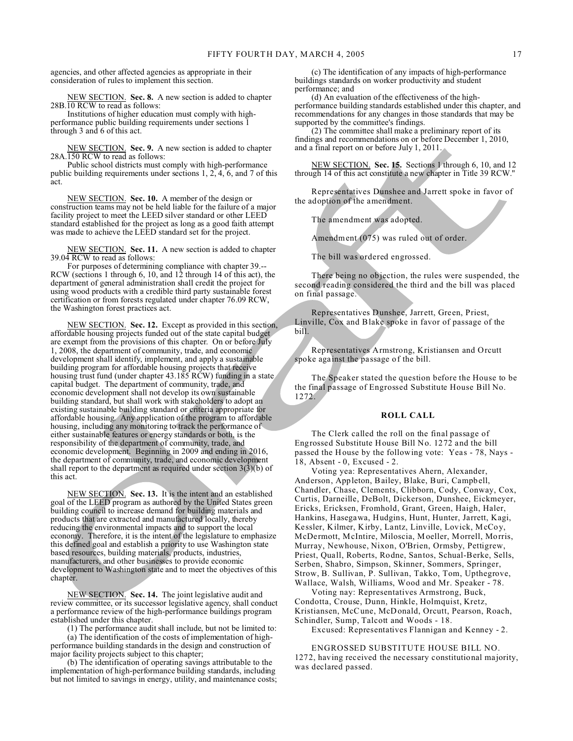agencies, and other affected agencies as appropriate in their consideration of rules to implement this section.

NEW SECTION. **Sec. 8.** A new section is added to chapter 28B.10 RCW to read as follows:

Institutions of higher education must comply with high-performance public building requirements under sections 1 through 3 and 6 of this act.

NEW SECTION. **Sec. 9.** A new section is added to chapter 28A.150 RCW to read as follows:

Public school districts must comply with high-performance public building requirements under sections 1, 2, 4, 6, and 7 of this act.

NEW SECTION. **Sec. 10.** A member of the design or construction teams may not be held liable for the failure of a major facility project to meet the LEED silver standard or other LEED standard established for the project as long as a good faith attempt was made to achieve the LEED standard set for the project.

NEW SECTION. **Sec. 11.** A new section is added to chapter 39.04 RCW to read as follows:

For purposes of determining compliance with chapter 39.-- RCW (sections 1 through 6, 10, and 12 through 14 of this act), the department of general administration shall credit the project for using wood products with a credible third party sustainable forest certification or from forests regulated under chapter 76.09 RCW, the Washington forest practices act.

NEW SECTION. **Sec. 12.** Except as provided in this section, affordable housing projects funded out of the state capital budget are exempt from the provisions of this chapter. On or before July 1, 2008, the department of community, trade, and economic development shall identify, implement, and apply a sustainable building program for affordable housing projects that receive housing trust fund (under chapter 43.185 RCW) funding in a state capital budget. The department of community, trade, and economic development shall not develop its own sustainable building standard, but shall work with stakeholders to adopt an existing sustainable building standard or criteria appropriate for affordable housing. Any application of the program to affordable housing, including any monitoring to track the performance of either sustainable features or energy standards or both, is the responsibility of the department of community, trade, and economic development. Beginning in 2009 and ending in 2016, the department of community, trade, and economic development shall report to the department as required under section 3(3)(b) of this act.

NEW SECTION. **Sec. 13.** It is the intent and an established goal of the LEED program as authored by the United States green building council to increase demand for building materials and products that are extracted and manufactured locally, thereby reducing the environmental impacts and to support the local economy. Therefore, it is the intent of the legislature to emphasize this defined goal and establish a priority to use Washington state based resources, building materials, products, industries, manufacturers, and other businesses to provide economic development to Washington state and to meet the objectives of this chapter.

NEW SECTION. **Sec. 14.** The joint legislative audit and review committee, or its successor legislative agency, shall conduct a performance review of the high-performance buildings program established under this chapter.

(1) The performance audit shall include, but not be limited to:

(a) The identification of the costs of implementation of high-performance building standards in the design and construction of major facility projects subject to this chapter;

(b) The identification of operating savings attributable to the implementation of high-performance building standards, including but not limited to savings in energy, utility, and maintenance costs;

(c) The identification of any impacts of high-performance buildings standards on worker productivity and student performance; and

(d) An evaluation of the effectiveness of the high-performance building standards established under this chapter, and recommendations for any changes in those standards that may be supported by the committee's findings.

(2) The committee shall make a preliminary report of its findings and recommendations on or before December 1, 2010, and a final report on or before July 1, 2011.

NEW SECTION. **Sec. 15.** Sections 1 through 6, 10, and 12 through 14 of this act constitute a new chapter in Title 39 RCW."

Representatives Dunshee and Jarrett spoke in favor of the adoption of the amendment.

The amendment was adopted.

Amendment (075) was ruled out of order.

The bill was ordered engrossed.

There being no objection, the rules were suspended, the second reading considered the third and the bill was placed on final passage.

Representatives Dunshee, Jarrett, Green, Priest, Linville, Cox and Blake spoke in favor of passage of the bill.

Representatives Armstrong, Kristiansen and Orcutt spoke against the passage of the bill.

The Speaker stated the question before the House to be the final passage of Engrossed Substitute House Bill No. 1272.

**ROLL CALL**

The Clerk called the roll on the final passage of Engrossed Substitute House Bill No. 1272 and the bill passed the House by the following vote: Yeas - 78, Nays - 18, Absent - 0, Excused - 2.

Voting yea: Representatives Ahern, Alexander, Anderson, Appleton, Bailey, Blake, Buri, Campbell, Chandler, Chase, Clements, Clibborn, Cody, Conway, Cox, Curtis, Darneille, DeBolt, Dickerson, Dunshee, Eickmeyer, Ericks, Ericksen, Fromhold, Grant, Green, Haigh, Haler, Hankins, Hasegawa, Hudgins, Hunt, Hunter, Jarrett, Kagi, Kessler, Kilmer, Kirby, Lantz, Linville, Lovick, McCoy, McDermott, McIntire, Miloscia, Moeller, Morrell, Morris, Murray, Newhouse, Nixon, O'Brien, Ormsby, Pettigrew, Priest, Quall, Roberts, Rodne, Santos, Schual-Berke, Sells, Serben, Shabro, Simpson, Skinner, Sommers, Springer, Strow, B. Sullivan, P. Sullivan, Takko, Tom, Upthegrove, Wallace, Walsh, Williams, Wood and Mr. Speaker - 78.

Voting nay: Representatives Armstrong, Buck, Condotta, Crouse, Dunn, Hinkle, Holmquist, Kretz, Kristiansen, McCune, McDonald, Orcutt, Pearson, Roach, Schindler, Sump, Talcott and Woods - 18.

Excused: Representatives Flannigan and Kenney - 2.

ENGROSSED SUBSTITUTE HOUSE BILL NO. 1272, having received the necessary constitutional majority, was declared passed.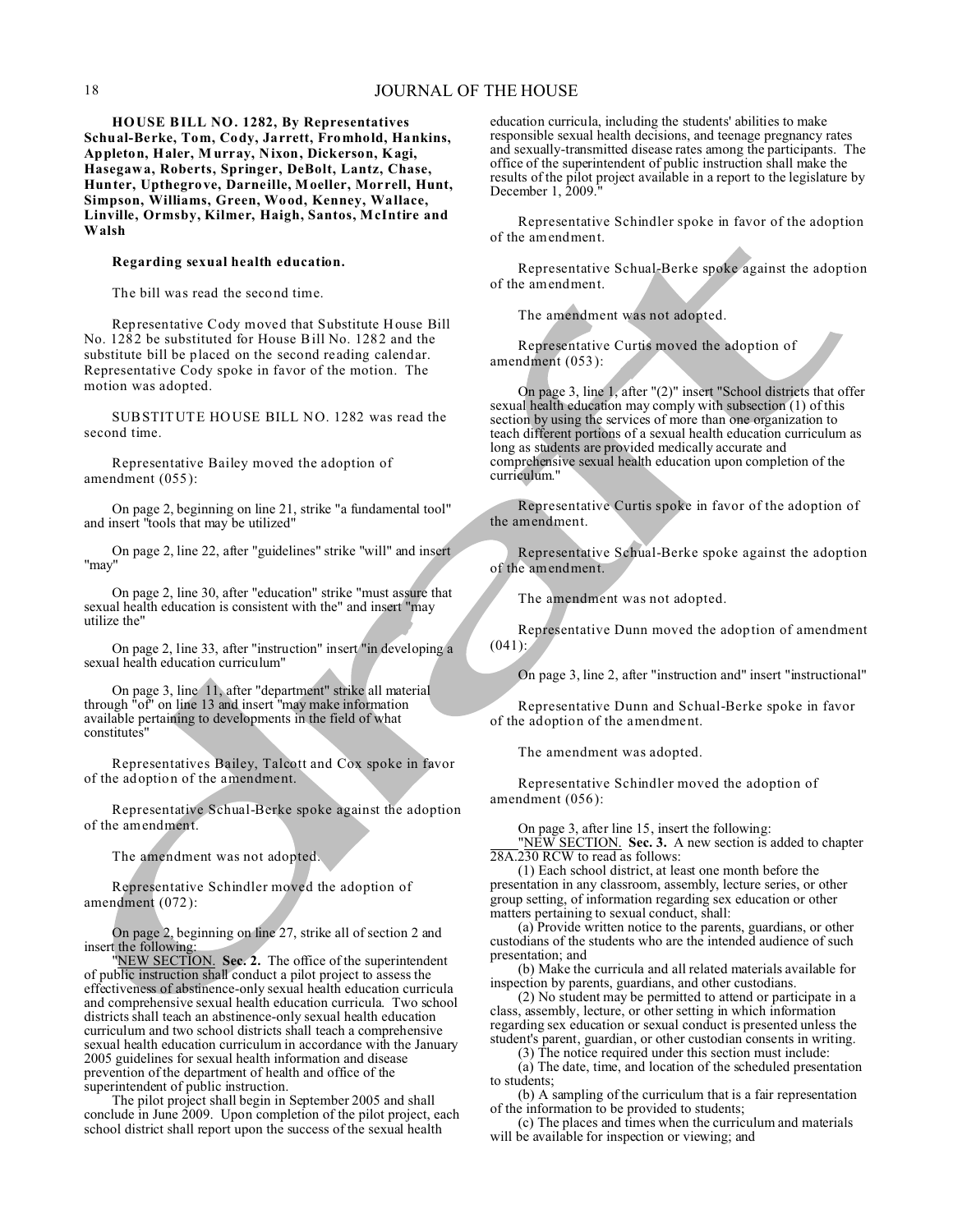**HOUSE BILL NO. 1282, By Representatives Schual-Berke, Tom, Cody, Jarrett, Fromhold, Hankins, Appleton, Haler, Murray, Nixon, Dickerson, Kagi, Hasegawa, Roberts, Springer, DeBolt, Lantz, Chase, Hunter, Upthegrove, Darneille, Moeller, Morrell, Hunt, Simpson, Williams, Green, Wood, Kenney, Wallace, Linville, Ormsby, Kilmer, Haigh, Santos, McIntire and Walsh**

**Regarding sexual health education.**

The bill was read the second time.

Representative Cody moved that Substitute House Bill No. 1282 be substituted for House Bill No. 1282 and the substitute bill be placed on the second reading calendar. Representative Cody spoke in favor of the motion. The motion was adopted.

SUBSTITUTE HOUSE BILL NO. 1282 was read the second time.

Representative Bailey moved the adoption of amendment (055):

On page 2, beginning on line 21, strike "a fundamental tool" and insert "tools that may be utilized"

On page 2, line 22, after "guidelines" strike "will" and insert "may"

On page 2, line 30, after "education" strike "must assure that sexual health education is consistent with the" and insert "may utilize the"

On page 2, line 33, after "instruction" insert "in developing a sexual health education curriculum"

On page 3, line 11, after "department" strike all material through "of" on line 13 and insert "may make information available pertaining to developments in the field of what constitutes"

Representatives Bailey, Talcott and Cox spoke in favor of the adoption of the amendment.

Representative Schual-Berke spoke against the adoption of the amendment.

The amendment was not adopted.

Representative Schindler moved the adoption of amendment (072):

On page 2, beginning on line 27, strike all of section 2 and insert the following:

"NEW SECTION. **Sec. 2.** The office of the superintendent of public instruction shall conduct a pilot project to assess the effectiveness of abstinence-only sexual health education curricula and comprehensive sexual health education curricula. Two school districts shall teach an abstinence-only sexual health education curriculum and two school districts shall teach a comprehensive sexual health education curriculum in accordance with the January 2005 guidelines for sexual health information and disease prevention of the department of health and office of the superintendent of public instruction.

The pilot project shall begin in September 2005 and shall conclude in June 2009. Upon completion of the pilot project, each school district shall report upon the success of the sexual health education curricula, including the students' abilities to make responsible sexual health decisions, and teenage pregnancy rates and sexually-transmitted disease rates among the participants. The office of the superintendent of public instruction shall make the results of the pilot project available in a report to the legislature by December 1, 2009."

Representative Schindler spoke in favor of the adoption of the amendment.

Representative Schual-Berke spoke against the adoption of the amendment.

The amendment was not adopted.

Representative Curtis moved the adoption of amendment (053):

On page 3, line 1, after "(2)" insert "School districts that offer sexual health education may comply with subsection (1) of this section by using the services of more than one organization to teach different portions of a sexual health education curriculum as long as students are provided medically accurate and comprehensive sexual health education upon completion of the curriculum."

Representative Curtis spoke in favor of the adoption of the amendment.

Representative Schual-Berke spoke against the adoption of the amendment.

The amendment was not adopted.

Representative Dunn moved the adoption of amendment (041):

On page 3, line 2, after "instruction and" insert "instructional"

Representative Dunn and Schual-Berke spoke in favor of the adoption of the amendment.

The amendment was adopted.

Representative Schindler moved the adoption of amendment (056):

On page 3, after line 15, insert the following:

"NEW SECTION. **Sec. 3.** A new section is added to chapter 28A.230 RCW to read as follows:

(1) Each school district, at least one month before the presentation in any classroom, assembly, lecture series, or other group setting, of information regarding sex education or other matters pertaining to sexual conduct, shall:

(a) Provide written notice to the parents, guardians, or other custodians of the students who are the intended audience of such presentation; and

(b) Make the curricula and all related materials available for inspection by parents, guardians, and other custodians.

(2) No student may be permitted to attend or participate in a class, assembly, lecture, or other setting in which information regarding sex education or sexual conduct is presented unless the student's parent, guardian, or other custodian consents in writing.

(3) The notice required under this section must include:

(a) The date, time, and location of the scheduled presentation to students;

(b) A sampling of the curriculum that is a fair representation of the information to be provided to students;

(c) The places and times when the curriculum and materials will be available for inspection or viewing; and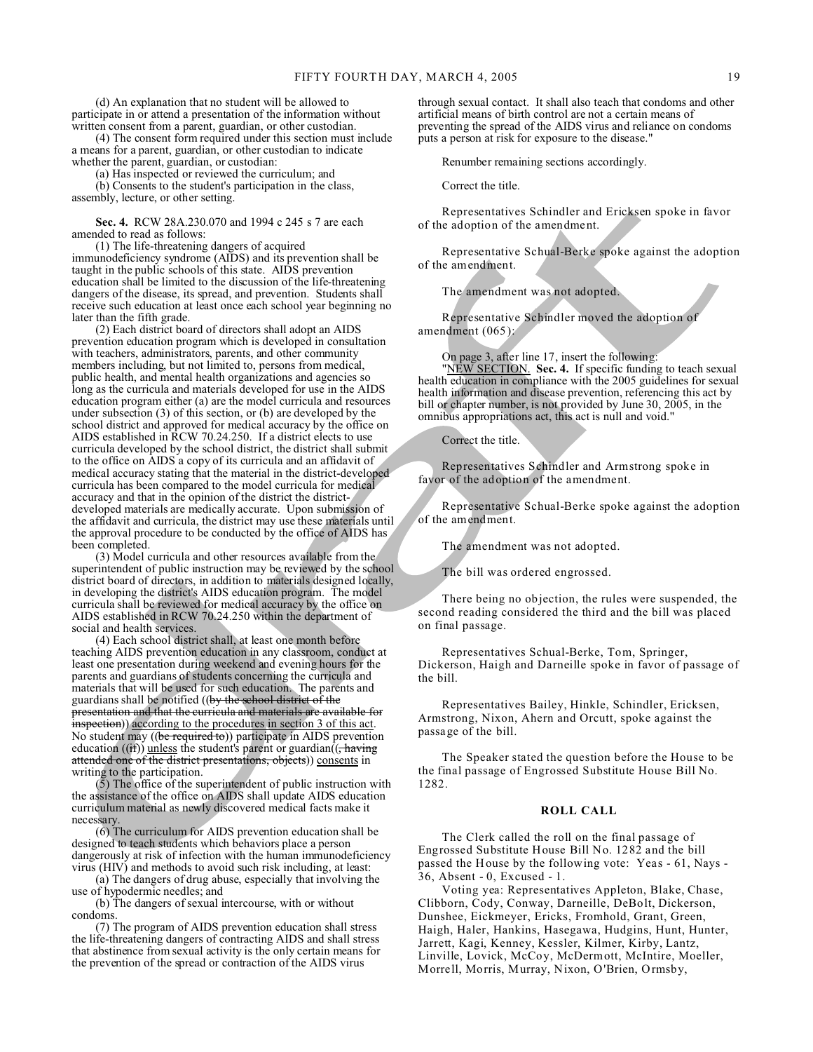(d) An explanation that no student will be allowed to participate in or attend a presentation of the information without written consent from a parent, guardian, or other custodian.

(4) The consent form required under this section must include a means for a parent, guardian, or other custodian to indicate whether the parent, guardian, or custodian:

(a) Has inspected or reviewed the curriculum; and

(b) Consents to the student's participation in the class, assembly, lecture, or other setting.

**Sec. 4.** RCW 28A.230.070 and 1994 c 245 s 7 are each amended to read as follows:

(1) The life-threatening dangers of acquired immunodeficiency syndrome (AIDS) and its prevention shall be taught in the public schools of this state. AIDS prevention education shall be limited to the discussion of the life-threatening dangers of the disease, its spread, and prevention. Students shall receive such education at least once each school year beginning no later than the fifth grade.

(2) Each district board of directors shall adopt an AIDS prevention education program which is developed in consultation with teachers, administrators, parents, and other community members including, but not limited to, persons from medical, public health, and mental health organizations and agencies so long as the curricula and materials developed for use in the AIDS education program either (a) are the model curricula and resources under subsection (3) of this section, or (b) are developed by the school district and approved for medical accuracy by the office on AIDS established in RCW 70.24.250. If a district elects to use curricula developed by the school district, the district shall submit to the office on AIDS a copy of its curricula and an affidavit of medical accuracy stating that the material in the district-developed curricula has been compared to the model curricula for medical accuracy and that in the opinion of the district the district-developed materials are medically accurate. Upon submission of the affidavit and curricula, the district may use these materials until the approval procedure to be conducted by the office of AIDS has been completed.

(3) Model curricula and other resources available from the superintendent of public instruction may be reviewed by the school district board of directors, in addition to materials designed locally, in developing the district's AIDS education program. The model curricula shall be reviewed for medical accuracy by the office on AIDS established in RCW 70.24.250 within the department of social and health services.

(4) Each school district shall, at least one month before teaching AIDS prevention education in any classroom, conduct at least one presentation during weekend and evening hours for the parents and guardians of students concerning the curricula and materials that will be used for such education. The parents and guardians shall be notified ((~~by the school district of the presentation and that the curricula and materials are available for inspection~~)) <u>according to the procedures in section 3 of this act</u>. No student may ((~~be required to~~)) participate in AIDS prevention education ((~~if~~)) <u>unless</u> the student's parent or guardian((~~, having attended one of the district presentations, objects~~)) <u>consents</u> in writing to the participation.

(5) The office of the superintendent of public instruction with the assistance of the office on AIDS shall update AIDS education curriculum material as newly discovered medical facts make it necessary.

(6) The curriculum for AIDS prevention education shall be designed to teach students which behaviors place a person dangerously at risk of infection with the human immunodeficiency virus (HIV) and methods to avoid such risk including, at least:

(a) The dangers of drug abuse, especially that involving the use of hypodermic needles; and

(b) The dangers of sexual intercourse, with or without condoms.

(7) The program of AIDS prevention education shall stress the life-threatening dangers of contracting AIDS and shall stress that abstinence from sexual activity is the only certain means for the prevention of the spread or contraction of the AIDS virus through sexual contact. It shall also teach that condoms and other artificial means of birth control are not a certain means of preventing the spread of the AIDS virus and reliance on condoms puts a person at risk for exposure to the disease."

Renumber remaining sections accordingly.

Correct the title.

Representatives Schindler and Ericksen spoke in favor of the adoption of the amendment.

Representative Schual-Berke spoke against the adoption of the amendment.

The amendment was not adopted.

Representative Schindler moved the adoption of amendment (065):

On page 3, after line 17, insert the following:

"<u>NEW SECTION.</u> **Sec. 4.** If specific funding to teach sexual health education in compliance with the 2005 guidelines for sexual health information and disease prevention, referencing this act by bill or chapter number, is not provided by June 30, 2005, in the omnibus appropriations act, this act is null and void."

Correct the title.

Representatives Schindler and Armstrong spoke in favor of the adoption of the amendment.

Representative Schual-Berke spoke against the adoption of the amendment.

The amendment was not adopted.

The bill was ordered engrossed.

There being no objection, the rules were suspended, the second reading considered the third and the bill was placed on final passage.

Representatives Schual-Berke, Tom, Springer, Dickerson, Haigh and Darneille spoke in favor of passage of the bill.

Representatives Bailey, Hinkle, Schindler, Ericksen, Armstrong, Nixon, Ahern and Orcutt, spoke against the passage of the bill.

The Speaker stated the question before the House to be the final passage of Engrossed Substitute House Bill No. 1282.

### ROLL CALL

The Clerk called the roll on the final passage of Engrossed Substitute House Bill No. 1282 and the bill passed the House by the following vote: Yeas - 61, Nays - 36, Absent - 0, Excused - 1.

Voting yea: Representatives Appleton, Blake, Chase, Clibborn, Cody, Conway, Darneille, DeBolt, Dickerson, Dunshee, Eickmeyer, Ericks, Fromhold, Grant, Green, Haigh, Haler, Hankins, Hasegawa, Hudgins, Hunt, Hunter, Jarrett, Kagi, Kenney, Kessler, Kilmer, Kirby, Lantz, Linville, Lovick, McCoy, McDermott, McIntire, Moeller, Morrell, Morris, Murray, Nixon, O'Brien, Ormsby,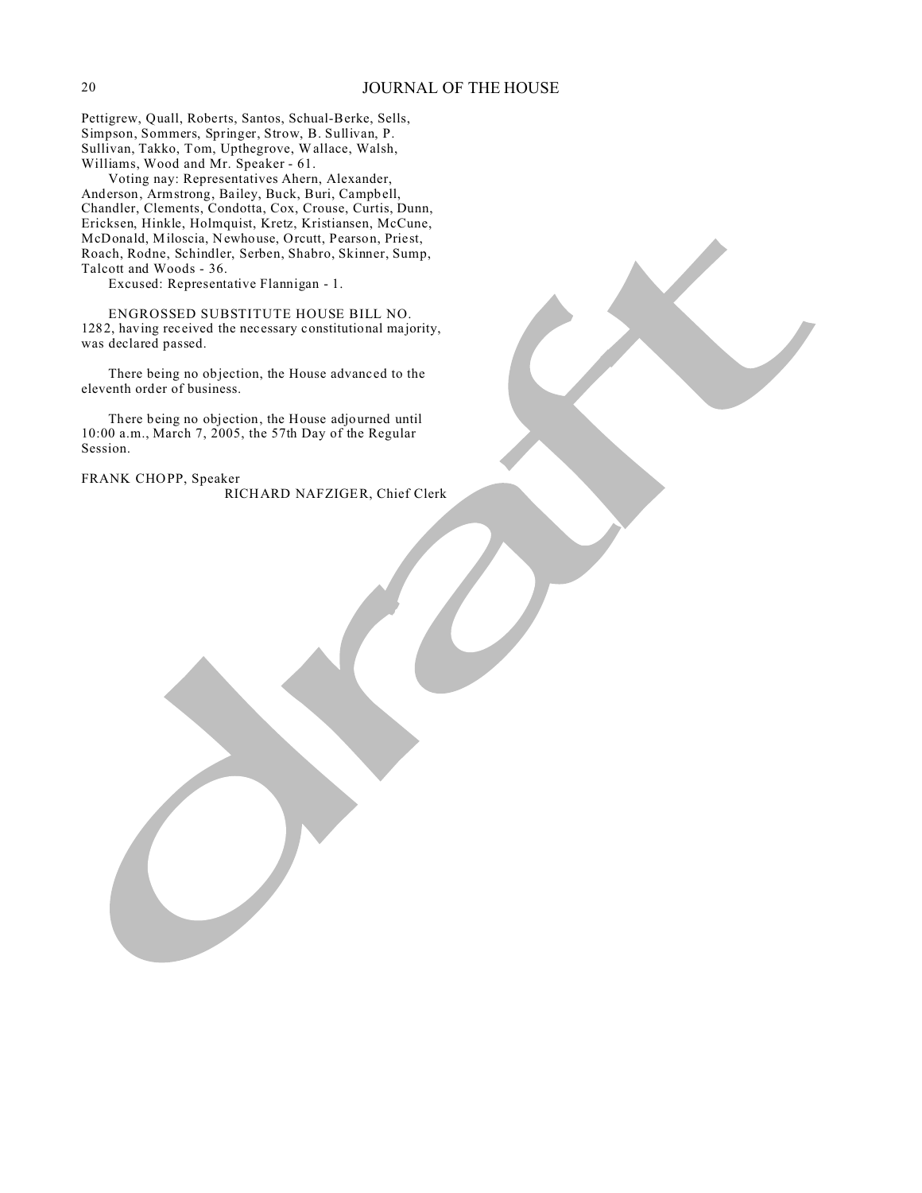Pettigrew, Quall, Roberts, Santos, Schual-Berke, Sells, Simpson, Sommers, Springer, Strow, B. Sullivan, P. Sullivan, Takko, Tom, Upthegrove, Wallace, Walsh, Williams, Wood and Mr. Speaker - 61.

Voting nay: Representatives Ahern, Alexander, Anderson, Armstrong, Bailey, Buck, Buri, Campbell, Chandler, Clements, Condotta, Cox, Crouse, Curtis, Dunn, Ericksen, Hinkle, Holmquist, Kretz, Kristiansen, McCune, McDonald, Miloscia, Newhouse, Orcutt, Pearson, Priest, Roach, Rodne, Schindler, Serben, Shabro, Skinner, Sump, Talcott and Woods - 36.

Excused: Representative Flannigan - 1.

ENGROSSED SUBSTITUTE HOUSE BILL NO. 1282, having received the necessary constitutional majority, was declared passed.

There being no objection, the House advanced to the eleventh order of business.

There being no objection, the House adjourned until 10:00 a.m., March 7, 2005, the 57th Day of the Regular Session.

FRANK CHOPP, Speaker

RICHARD NAFZIGER, Chief Clerk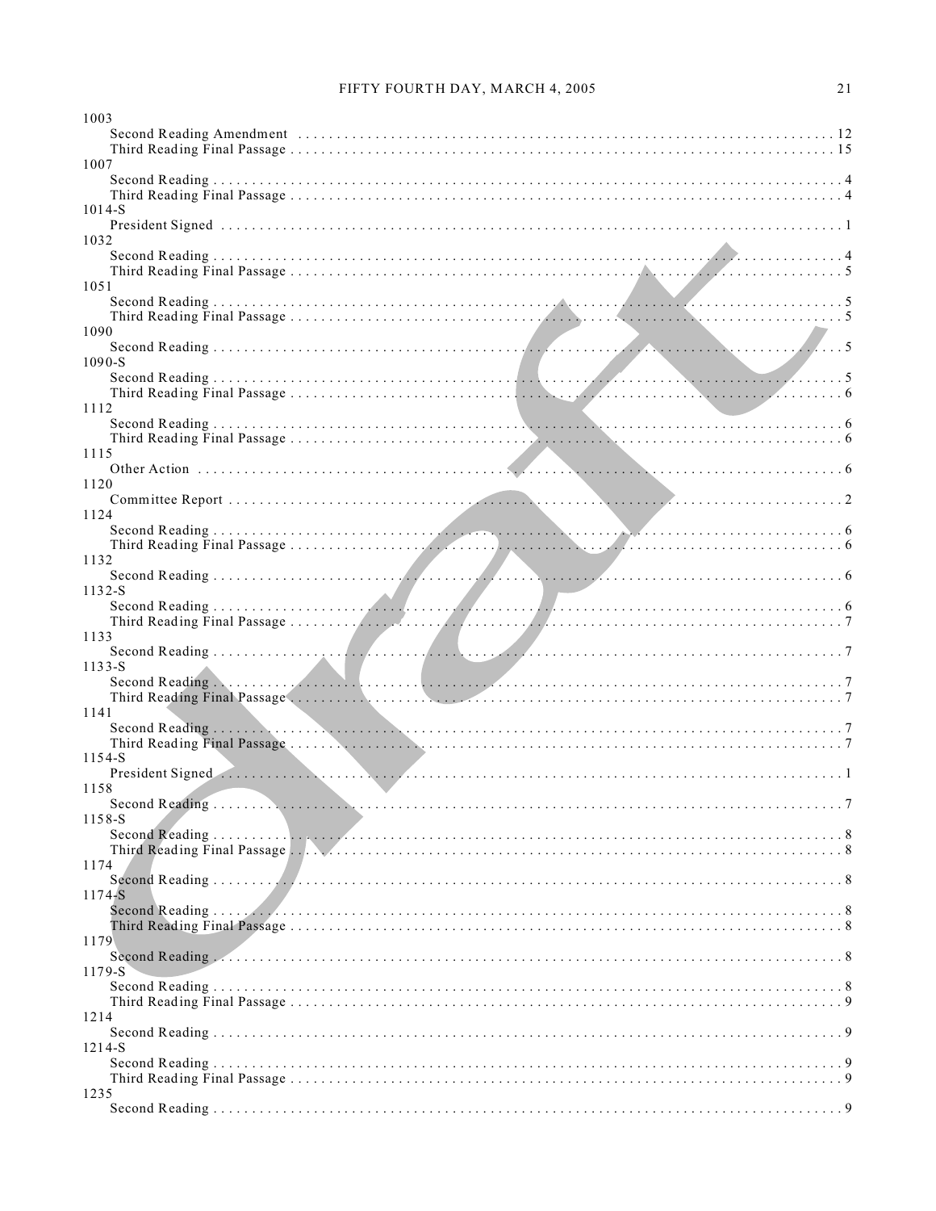1003
Second Reading Amendment . . . . . . . . . . . . . . . . . . . . . . . . . . . . . . . . . . . . . . . . . . . . . . . . . . . . . . . . . . . . . . . . . . . . . . . . 12
Third Reading Final Passage . . . . . . . . . . . . . . . . . . . . . . . . . . . . . . . . . . . . . . . . . . . . . . . . . . . . . . . . . . . . . . . . . . . . . . . . 15
1007
Second Reading . . . . . . . . . . . . . . . . . . . . . . . . . . . . . . . . . . . . . . . . . . . . . . . . . . . . . . . . . . . . . . . . . . . . . . . . . . . . . . . . . 4
Third Reading Final Passage . . . . . . . . . . . . . . . . . . . . . . . . . . . . . . . . . . . . . . . . . . . . . . . . . . . . . . . . . . . . . . . . . . . . . . . . . 4
1014-S
President Signed . . . . . . . . . . . . . . . . . . . . . . . . . . . . . . . . . . . . . . . . . . . . . . . . . . . . . . . . . . . . . . . . . . . . . . . . . . . . . . . . 1
1032
Second Reading . . . . . . . . . . . . . . . . . . . . . . . . . . . . . . . . . . . . . . . . . . . . . . . . . . . . . . . . . . . . . . . . . . . . . . . . . . . . . . . . . 4
Third Reading Final Passage . . . . . . . . . . . . . . . . . . . . . . . . . . . . . . . . . . . . . . . . . . . . . . . . . . . . . . . . . . . . . . . . . . . . . . . . . 5
1051
Second Reading . . . . . . . . . . . . . . . . . . . . . . . . . . . . . . . . . . . . . . . . . . . . . . . . . . . . . . . . . . . . . . . . . . . . . . . . . . . . . . . . . 5
Third Reading Final Passage . . . . . . . . . . . . . . . . . . . . . . . . . . . . . . . . . . . . . . . . . . . . . . . . . . . . . . . . . . . . . . . . . . . . . . . . . 5
1090
Second Reading . . . . . . . . . . . . . . . . . . . . . . . . . . . . . . . . . . . . . . . . . . . . . . . . . . . . . . . . . . . . . . . . . . . . . . . . . . . . . . . . . 5
1090-S
Second Reading . . . . . . . . . . . . . . . . . . . . . . . . . . . . . . . . . . . . . . . . . . . . . . . . . . . . . . . . . . . . . . . . . . . . . . . . . . . . . . . . . 5
Third Reading Final Passage . . . . . . . . . . . . . . . . . . . . . . . . . . . . . . . . . . . . . . . . . . . . . . . . . . . . . . . . . . . . . . . . . . . . . . . . . 6
1112
Second Reading . . . . . . . . . . . . . . . . . . . . . . . . . . . . . . . . . . . . . . . . . . . . . . . . . . . . . . . . . . . . . . . . . . . . . . . . . . . . . . . . . 6
Third Reading Final Passage . . . . . . . . . . . . . . . . . . . . . . . . . . . . . . . . . . . . . . . . . . . . . . . . . . . . . . . . . . . . . . . . . . . . . . . . . 6
1115
Other Action . . . . . . . . . . . . . . . . . . . . . . . . . . . . . . . . . . . . . . . . . . . . . . . . . . . . . . . . . . . . . . . . . . . . . . . . . . . . . . . . . . . 6
1120
Committee Report . . . . . . . . . . . . . . . . . . . . . . . . . . . . . . . . . . . . . . . . . . . . . . . . . . . . . . . . . . . . . . . . . . . . . . . . . . . . . . . 2
1124
Second Reading . . . . . . . . . . . . . . . . . . . . . . . . . . . . . . . . . . . . . . . . . . . . . . . . . . . . . . . . . . . . . . . . . . . . . . . . . . . . . . . . . 6
Third Reading Final Passage . . . . . . . . . . . . . . . . . . . . . . . . . . . . . . . . . . . . . . . . . . . . . . . . . . . . . . . . . . . . . . . . . . . . . . . . . 6
1132
Second Reading . . . . . . . . . . . . . . . . . . . . . . . . . . . . . . . . . . . . . . . . . . . . . . . . . . . . . . . . . . . . . . . . . . . . . . . . . . . . . . . . . 6
1132-S
Second Reading . . . . . . . . . . . . . . . . . . . . . . . . . . . . . . . . . . . . . . . . . . . . . . . . . . . . . . . . . . . . . . . . . . . . . . . . . . . . . . . . . 6
Third Reading Final Passage . . . . . . . . . . . . . . . . . . . . . . . . . . . . . . . . . . . . . . . . . . . . . . . . . . . . . . . . . . . . . . . . . . . . . . . . . 7
1133
Second Reading . . . . . . . . . . . . . . . . . . . . . . . . . . . . . . . . . . . . . . . . . . . . . . . . . . . . . . . . . . . . . . . . . . . . . . . . . . . . . . . . . 7
1133-S
Second Reading . . . . . . . . . . . . . . . . . . . . . . . . . . . . . . . . . . . . . . . . . . . . . . . . . . . . . . . . . . . . . . . . . . . . . . . . . . . . . . . . . 7
Third Reading Final Passage . . . . . . . . . . . . . . . . . . . . . . . . . . . . . . . . . . . . . . . . . . . . . . . . . . . . . . . . . . . . . . . . . . . . . . . . . 7
1141
Second Reading . . . . . . . . . . . . . . . . . . . . . . . . . . . . . . . . . . . . . . . . . . . . . . . . . . . . . . . . . . . . . . . . . . . . . . . . . . . . . . . . . 7
Third Reading Final Passage . . . . . . . . . . . . . . . . . . . . . . . . . . . . . . . . . . . . . . . . . . . . . . . . . . . . . . . . . . . . . . . . . . . . . . . . . 7
1154-S
President Signed . . . . . . . . . . . . . . . . . . . . . . . . . . . . . . . . . . . . . . . . . . . . . . . . . . . . . . . . . . . . . . . . . . . . . . . . . . . . . . . . 1
1158
Second Reading . . . . . . . . . . . . . . . . . . . . . . . . . . . . . . . . . . . . . . . . . . . . . . . . . . . . . . . . . . . . . . . . . . . . . . . . . . . . . . . . . 7
1158-S
Second Reading . . . . . . . . . . . . . . . . . . . . . . . . . . . . . . . . . . . . . . . . . . . . . . . . . . . . . . . . . . . . . . . . . . . . . . . . . . . . . . . . . 8
Third Reading Final Passage . . . . . . . . . . . . . . . . . . . . . . . . . . . . . . . . . . . . . . . . . . . . . . . . . . . . . . . . . . . . . . . . . . . . . . . . . 8
1174
Second Reading . . . . . . . . . . . . . . . . . . . . . . . . . . . . . . . . . . . . . . . . . . . . . . . . . . . . . . . . . . . . . . . . . . . . . . . . . . . . . . . . . 8
1174-S
Second Reading . . . . . . . . . . . . . . . . . . . . . . . . . . . . . . . . . . . . . . . . . . . . . . . . . . . . . . . . . . . . . . . . . . . . . . . . . . . . . . . . . 8
Third Reading Final Passage . . . . . . . . . . . . . . . . . . . . . . . . . . . . . . . . . . . . . . . . . . . . . . . . . . . . . . . . . . . . . . . . . . . . . . . . . 8
1179
Second Reading . . . . . . . . . . . . . . . . . . . . . . . . . . . . . . . . . . . . . . . . . . . . . . . . . . . . . . . . . . . . . . . . . . . . . . . . . . . . . . . . . 8
1179-S
Second Reading . . . . . . . . . . . . . . . . . . . . . . . . . . . . . . . . . . . . . . . . . . . . . . . . . . . . . . . . . . . . . . . . . . . . . . . . . . . . . . . . . 8
Third Reading Final Passage . . . . . . . . . . . . . . . . . . . . . . . . . . . . . . . . . . . . . . . . . . . . . . . . . . . . . . . . . . . . . . . . . . . . . . . . . 9
1214
Second Reading . . . . . . . . . . . . . . . . . . . . . . . . . . . . . . . . . . . . . . . . . . . . . . . . . . . . . . . . . . . . . . . . . . . . . . . . . . . . . . . . . 9
1214-S
Second Reading . . . . . . . . . . . . . . . . . . . . . . . . . . . . . . . . . . . . . . . . . . . . . . . . . . . . . . . . . . . . . . . . . . . . . . . . . . . . . . . . . 9
Third Reading Final Passage . . . . . . . . . . . . . . . . . . . . . . . . . . . . . . . . . . . . . . . . . . . . . . . . . . . . . . . . . . . . . . . . . . . . . . . . . 9
1235
Second Reading . . . . . . . . . . . . . . . . . . . . . . . . . . . . . . . . . . . . . . . . . . . . . . . . . . . . . . . . . . . . . . . . . . . . . . . . . . . . . . . . . 9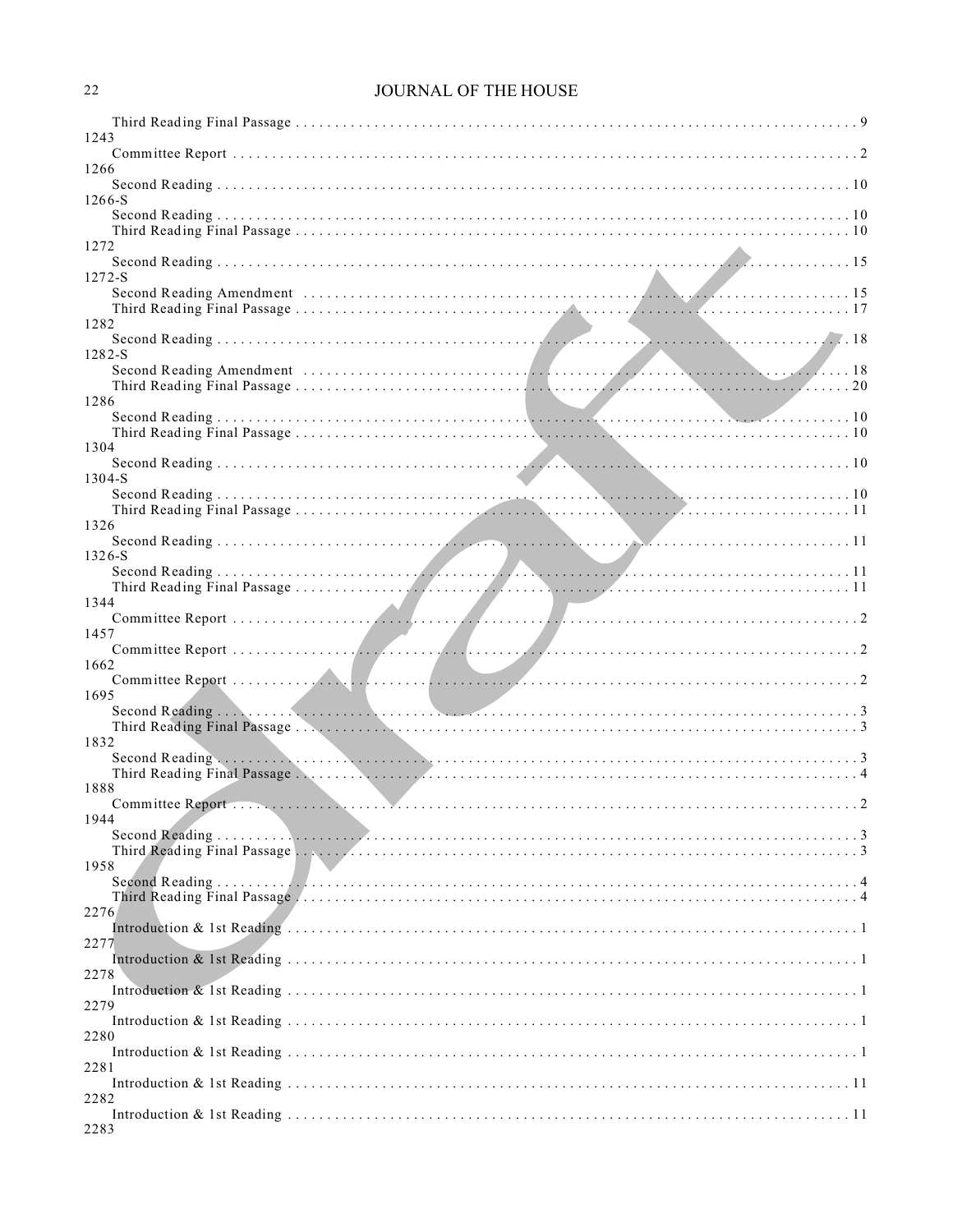Third Reading Final Passage . . . . . . . . . . . . . . . . . . . . . . . . . . . . . . . . . . . . . . . . . . . . . . . . . . . . . . . . . . . . . . . . . . . . . . . 9

1243
Committee Report . . . . . . . . . . . . . . . . . . . . . . . . . . . . . . . . . . . . . . . . . . . . . . . . . . . . . . . . . . . . . . . . . . . . . . . . . . . . . . . 2

1266
Second Reading . . . . . . . . . . . . . . . . . . . . . . . . . . . . . . . . . . . . . . . . . . . . . . . . . . . . . . . . . . . . . . . . . . . . . . . . . . . . . . . 10

1266-S
Second Reading . . . . . . . . . . . . . . . . . . . . . . . . . . . . . . . . . . . . . . . . . . . . . . . . . . . . . . . . . . . . . . . . . . . . . . . . . . . . . . . 10
Third Reading Final Passage . . . . . . . . . . . . . . . . . . . . . . . . . . . . . . . . . . . . . . . . . . . . . . . . . . . . . . . . . . . . . . . . . . . . . . 10

1272
Second Reading . . . . . . . . . . . . . . . . . . . . . . . . . . . . . . . . . . . . . . . . . . . . . . . . . . . . . . . . . . . . . . . . . . . . . . . . . . . . . . . 15

1272-S
Second Reading Amendment . . . . . . . . . . . . . . . . . . . . . . . . . . . . . . . . . . . . . . . . . . . . . . . . . . . . . . . . . . . . . . . . . . . . . . 15
Third Reading Final Passage . . . . . . . . . . . . . . . . . . . . . . . . . . . . . . . . . . . . . . . . . . . . . . . . . . . . . . . . . . . . . . . . . . . . . . 17

1282
Second Reading . . . . . . . . . . . . . . . . . . . . . . . . . . . . . . . . . . . . . . . . . . . . . . . . . . . . . . . . . . . . . . . . . . . . . . . . . . . . . . . 18

1282-S
Second Reading Amendment . . . . . . . . . . . . . . . . . . . . . . . . . . . . . . . . . . . . . . . . . . . . . . . . . . . . . . . . . . . . . . . . . . . . . . 18
Third Reading Final Passage . . . . . . . . . . . . . . . . . . . . . . . . . . . . . . . . . . . . . . . . . . . . . . . . . . . . . . . . . . . . . . . . . . . . . . 20

1286
Second Reading . . . . . . . . . . . . . . . . . . . . . . . . . . . . . . . . . . . . . . . . . . . . . . . . . . . . . . . . . . . . . . . . . . . . . . . . . . . . . . . 10
Third Reading Final Passage . . . . . . . . . . . . . . . . . . . . . . . . . . . . . . . . . . . . . . . . . . . . . . . . . . . . . . . . . . . . . . . . . . . . . . 10

1304
Second Reading . . . . . . . . . . . . . . . . . . . . . . . . . . . . . . . . . . . . . . . . . . . . . . . . . . . . . . . . . . . . . . . . . . . . . . . . . . . . . . . 10

1304-S
Second Reading . . . . . . . . . . . . . . . . . . . . . . . . . . . . . . . . . . . . . . . . . . . . . . . . . . . . . . . . . . . . . . . . . . . . . . . . . . . . . . . 10
Third Reading Final Passage . . . . . . . . . . . . . . . . . . . . . . . . . . . . . . . . . . . . . . . . . . . . . . . . . . . . . . . . . . . . . . . . . . . . . . 11

1326
Second Reading . . . . . . . . . . . . . . . . . . . . . . . . . . . . . . . . . . . . . . . . . . . . . . . . . . . . . . . . . . . . . . . . . . . . . . . . . . . . . . . 11

1326-S
Second Reading . . . . . . . . . . . . . . . . . . . . . . . . . . . . . . . . . . . . . . . . . . . . . . . . . . . . . . . . . . . . . . . . . . . . . . . . . . . . . . . 11
Third Reading Final Passage . . . . . . . . . . . . . . . . . . . . . . . . . . . . . . . . . . . . . . . . . . . . . . . . . . . . . . . . . . . . . . . . . . . . . . 11

1344
Committee Report . . . . . . . . . . . . . . . . . . . . . . . . . . . . . . . . . . . . . . . . . . . . . . . . . . . . . . . . . . . . . . . . . . . . . . . . . . . . . . . 2

1457
Committee Report . . . . . . . . . . . . . . . . . . . . . . . . . . . . . . . . . . . . . . . . . . . . . . . . . . . . . . . . . . . . . . . . . . . . . . . . . . . . . . . 2

1662
Committee Report . . . . . . . . . . . . . . . . . . . . . . . . . . . . . . . . . . . . . . . . . . . . . . . . . . . . . . . . . . . . . . . . . . . . . . . . . . . . . . . 2

1695
Second Reading . . . . . . . . . . . . . . . . . . . . . . . . . . . . . . . . . . . . . . . . . . . . . . . . . . . . . . . . . . . . . . . . . . . . . . . . . . . . . . . . 3
Third Reading Final Passage . . . . . . . . . . . . . . . . . . . . . . . . . . . . . . . . . . . . . . . . . . . . . . . . . . . . . . . . . . . . . . . . . . . . . . . 3

1832
Second Reading . . . . . . . . . . . . . . . . . . . . . . . . . . . . . . . . . . . . . . . . . . . . . . . . . . . . . . . . . . . . . . . . . . . . . . . . . . . . . . . . 3
Third Reading Final Passage . . . . . . . . . . . . . . . . . . . . . . . . . . . . . . . . . . . . . . . . . . . . . . . . . . . . . . . . . . . . . . . . . . . . . . . 4

1888
Committee Report . . . . . . . . . . . . . . . . . . . . . . . . . . . . . . . . . . . . . . . . . . . . . . . . . . . . . . . . . . . . . . . . . . . . . . . . . . . . . . . 2

1944
Second Reading . . . . . . . . . . . . . . . . . . . . . . . . . . . . . . . . . . . . . . . . . . . . . . . . . . . . . . . . . . . . . . . . . . . . . . . . . . . . . . . . 3
Third Reading Final Passage . . . . . . . . . . . . . . . . . . . . . . . . . . . . . . . . . . . . . . . . . . . . . . . . . . . . . . . . . . . . . . . . . . . . . . . 3

1958
Second Reading . . . . . . . . . . . . . . . . . . . . . . . . . . . . . . . . . . . . . . . . . . . . . . . . . . . . . . . . . . . . . . . . . . . . . . . . . . . . . . . . 4
Third Reading Final Passage . . . . . . . . . . . . . . . . . . . . . . . . . . . . . . . . . . . . . . . . . . . . . . . . . . . . . . . . . . . . . . . . . . . . . . . 4

2276
Introduction & 1st Reading . . . . . . . . . . . . . . . . . . . . . . . . . . . . . . . . . . . . . . . . . . . . . . . . . . . . . . . . . . . . . . . . . . . . . . . . 1

2277
Introduction & 1st Reading . . . . . . . . . . . . . . . . . . . . . . . . . . . . . . . . . . . . . . . . . . . . . . . . . . . . . . . . . . . . . . . . . . . . . . . . 1

2278
Introduction & 1st Reading . . . . . . . . . . . . . . . . . . . . . . . . . . . . . . . . . . . . . . . . . . . . . . . . . . . . . . . . . . . . . . . . . . . . . . . . 1

2279
Introduction & 1st Reading . . . . . . . . . . . . . . . . . . . . . . . . . . . . . . . . . . . . . . . . . . . . . . . . . . . . . . . . . . . . . . . . . . . . . . . . 1

2280
Introduction & 1st Reading . . . . . . . . . . . . . . . . . . . . . . . . . . . . . . . . . . . . . . . . . . . . . . . . . . . . . . . . . . . . . . . . . . . . . . . . 1

2281
Introduction & 1st Reading . . . . . . . . . . . . . . . . . . . . . . . . . . . . . . . . . . . . . . . . . . . . . . . . . . . . . . . . . . . . . . . . . . . . . . . 11

2282
Introduction & 1st Reading . . . . . . . . . . . . . . . . . . . . . . . . . . . . . . . . . . . . . . . . . . . . . . . . . . . . . . . . . . . . . . . . . . . . . . . 11

2283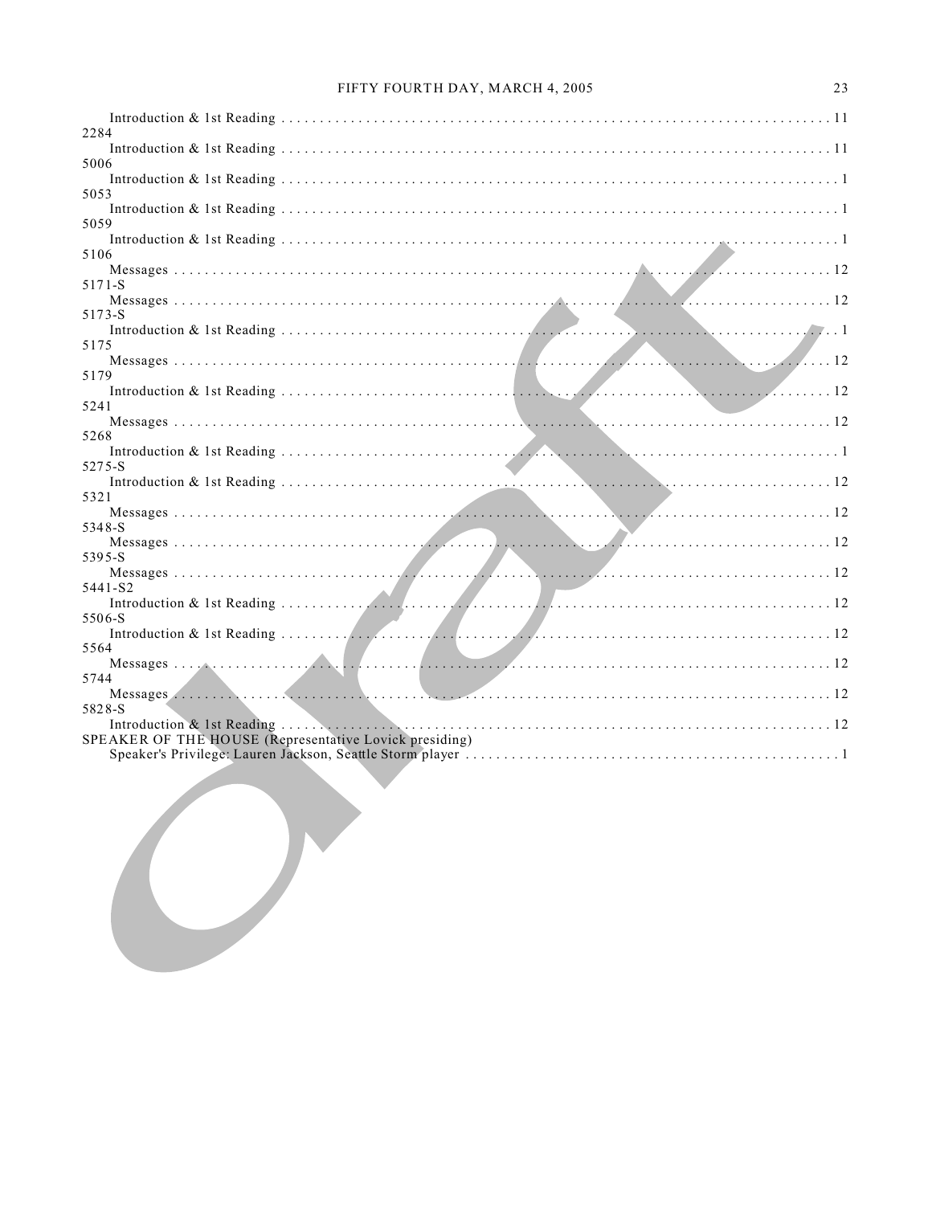Introduction & 1st Reading . . . . . . . . . . . . . . . . . . . . . . . . . . . . . . . . . . . . . . . . . . . . . . . . . . . . . . . . . . . . . . . . . . . . . . . 11

2284

Introduction & 1st Reading . . . . . . . . . . . . . . . . . . . . . . . . . . . . . . . . . . . . . . . . . . . . . . . . . . . . . . . . . . . . . . . . . . . . . . . 11

5006

Introduction & 1st Reading . . . . . . . . . . . . . . . . . . . . . . . . . . . . . . . . . . . . . . . . . . . . . . . . . . . . . . . . . . . . . . . . . . . . . . . . 1

5053

Introduction & 1st Reading . . . . . . . . . . . . . . . . . . . . . . . . . . . . . . . . . . . . . . . . . . . . . . . . . . . . . . . . . . . . . . . . . . . . . . . . 1

5059

Introduction & 1st Reading . . . . . . . . . . . . . . . . . . . . . . . . . . . . . . . . . . . . . . . . . . . . . . . . . . . . . . . . . . . . . . . . . . . . . . . . 1

5106

Messages . . . . . . . . . . . . . . . . . . . . . . . . . . . . . . . . . . . . . . . . . . . . . . . . . . . . . . . . . . . . . . . . . . . . . . . . . . . . . . . . . . 12

5171-S

Messages . . . . . . . . . . . . . . . . . . . . . . . . . . . . . . . . . . . . . . . . . . . . . . . . . . . . . . . . . . . . . . . . . . . . . . . . . . . . . . . . . . 12

5173-S

Introduction & 1st Reading . . . . . . . . . . . . . . . . . . . . . . . . . . . . . . . . . . . . . . . . . . . . . . . . . . . . . . . . . . . . . . . . . . . . . . . . 1

5175

Messages . . . . . . . . . . . . . . . . . . . . . . . . . . . . . . . . . . . . . . . . . . . . . . . . . . . . . . . . . . . . . . . . . . . . . . . . . . . . . . . . . . 12

5179

Introduction & 1st Reading . . . . . . . . . . . . . . . . . . . . . . . . . . . . . . . . . . . . . . . . . . . . . . . . . . . . . . . . . . . . . . . . . . . . . . . 12

5241

Messages . . . . . . . . . . . . . . . . . . . . . . . . . . . . . . . . . . . . . . . . . . . . . . . . . . . . . . . . . . . . . . . . . . . . . . . . . . . . . . . . . . 12

5268

Introduction & 1st Reading . . . . . . . . . . . . . . . . . . . . . . . . . . . . . . . . . . . . . . . . . . . . . . . . . . . . . . . . . . . . . . . . . . . . . . . . 1

5275-S

Introduction & 1st Reading . . . . . . . . . . . . . . . . . . . . . . . . . . . . . . . . . . . . . . . . . . . . . . . . . . . . . . . . . . . . . . . . . . . . . . . 12

5321

Messages . . . . . . . . . . . . . . . . . . . . . . . . . . . . . . . . . . . . . . . . . . . . . . . . . . . . . . . . . . . . . . . . . . . . . . . . . . . . . . . . . . 12

5348-S

Messages . . . . . . . . . . . . . . . . . . . . . . . . . . . . . . . . . . . . . . . . . . . . . . . . . . . . . . . . . . . . . . . . . . . . . . . . . . . . . . . . . . 12

5395-S

Messages . . . . . . . . . . . . . . . . . . . . . . . . . . . . . . . . . . . . . . . . . . . . . . . . . . . . . . . . . . . . . . . . . . . . . . . . . . . . . . . . . . 12

5441-S2

Introduction & 1st Reading . . . . . . . . . . . . . . . . . . . . . . . . . . . . . . . . . . . . . . . . . . . . . . . . . . . . . . . . . . . . . . . . . . . . . . . 12

5506-S

Introduction & 1st Reading . . . . . . . . . . . . . . . . . . . . . . . . . . . . . . . . . . . . . . . . . . . . . . . . . . . . . . . . . . . . . . . . . . . . . . . 12

5564

Messages . . . . . . . . . . . . . . . . . . . . . . . . . . . . . . . . . . . . . . . . . . . . . . . . . . . . . . . . . . . . . . . . . . . . . . . . . . . . . . . . . . 12

5744

Messages . . . . . . . . . . . . . . . . . . . . . . . . . . . . . . . . . . . . . . . . . . . . . . . . . . . . . . . . . . . . . . . . . . . . . . . . . . . . . . . . . . 12

5828-S

Introduction & 1st Reading . . . . . . . . . . . . . . . . . . . . . . . . . . . . . . . . . . . . . . . . . . . . . . . . . . . . . . . . . . . . . . . . . . . . . . . 12

SPEAKER OF THE HOUSE (Representative Lovick presiding)

Speaker's Privilege: Lauren Jackson, Seattle Storm player . . . . . . . . . . . . . . . . . . . . . . . . . . . . . . . . . . . . . . . . . . . . . . . . . . 1